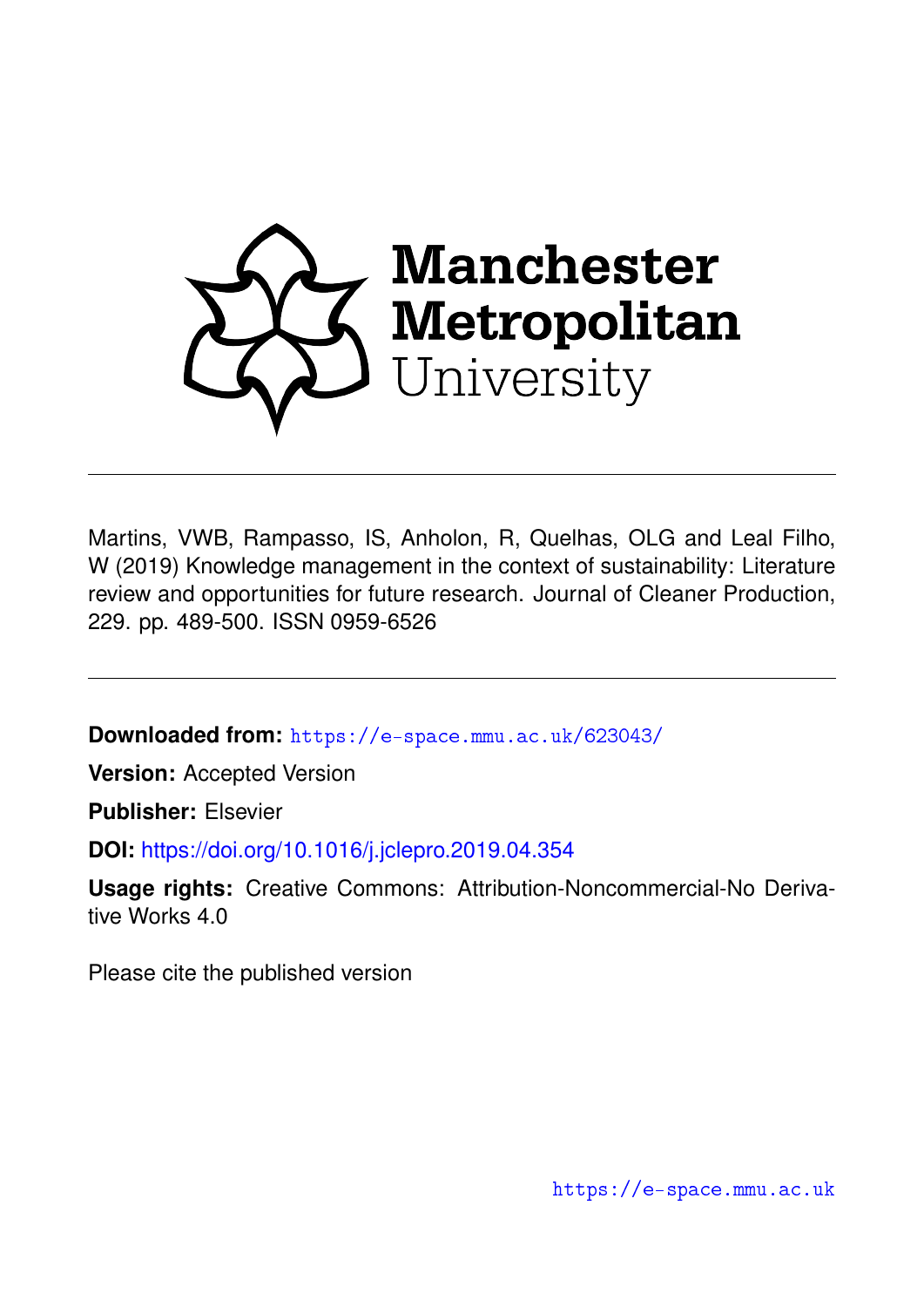Manchester Metropolitan University

Martins, VWB, Rampasso, IS, Anholon, R, Quelhas, OLG and Leal Filho, W (2019) Knowledge management in the context of sustainability: Literature review and opportunities for future research. Journal of Cleaner Production, 229. pp. 489-500. ISSN 0959-6526

**Downloaded from:** https://e-space.mmu.ac.uk/623043/

**Version:** Accepted Version

**Publisher:** Elsevier

**DOI:** https://doi.org/10.1016/j.jclepro.2019.04.354

**Usage rights:** Creative Commons: Attribution-Noncommercial-No Derivative Works 4.0

Please cite the published version

https://e-space.mmu.ac.uk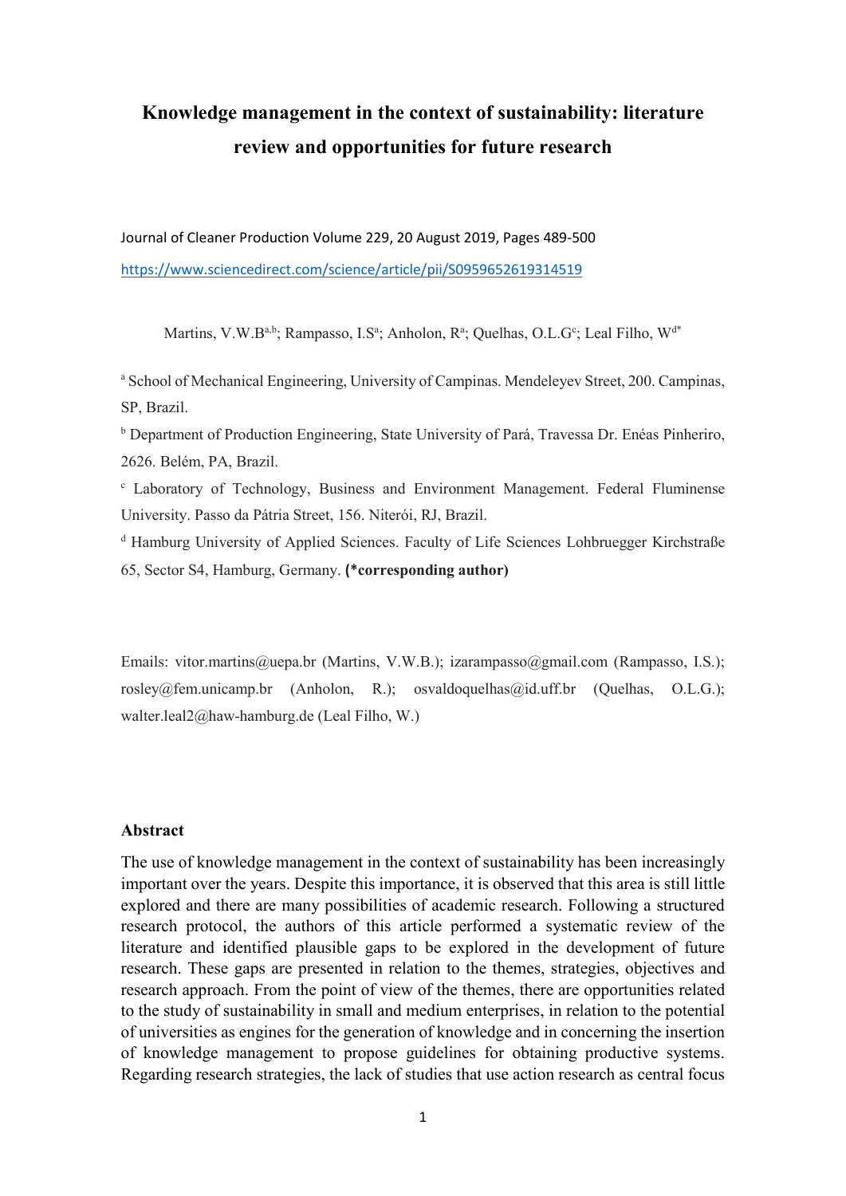# Knowledge management in the context of sustainability: literature review and opportunities for future research

Journal of Cleaner Production Volume 229, 20 August 2019, Pages 489-500

https://www.sciencedirect.com/science/article/pii/S0959652619314519

Martins, V.W.B[a,b]; Rampasso, I.S[a]; Anholon, R[a]; Quelhas, O.L.G[c]; Leal Filho, W[d*]

[a] School of Mechanical Engineering, University of Campinas. Mendeleyev Street, 200. Campinas, SP, Brazil.

[b] Department of Production Engineering, State University of Pará, Travessa Dr. Enéas Pinheriro, 2626. Belém, PA, Brazil.

[c] Laboratory of Technology, Business and Environment Management. Federal Fluminense University. Passo da Pátria Street, 156. Niterói, RJ, Brazil.

[d] Hamburg University of Applied Sciences. Faculty of Life Sciences Lohbruegger Kirchstraße 65, Sector S4, Hamburg, Germany. **(*corresponding author)**

Emails: vitor.martins@uepa.br (Martins, V.W.B.); izarampasso@gmail.com (Rampasso, I.S.); rosley@fem.unicamp.br (Anholon, R.); osvaldoquelhas@id.uff.br (Quelhas, O.L.G.); walter.leal2@haw-hamburg.de (Leal Filho, W.)

## Abstract

The use of knowledge management in the context of sustainability has been increasingly important over the years. Despite this importance, it is observed that this area is still little explored and there are many possibilities of academic research. Following a structured research protocol, the authors of this article performed a systematic review of the literature and identified plausible gaps to be explored in the development of future research. These gaps are presented in relation to the themes, strategies, objectives and research approach. From the point of view of the themes, there are opportunities related to the study of sustainability in small and medium enterprises, in relation to the potential of universities as engines for the generation of knowledge and in concerning the insertion of knowledge management to propose guidelines for obtaining productive systems. Regarding research strategies, the lack of studies that use action research as central focus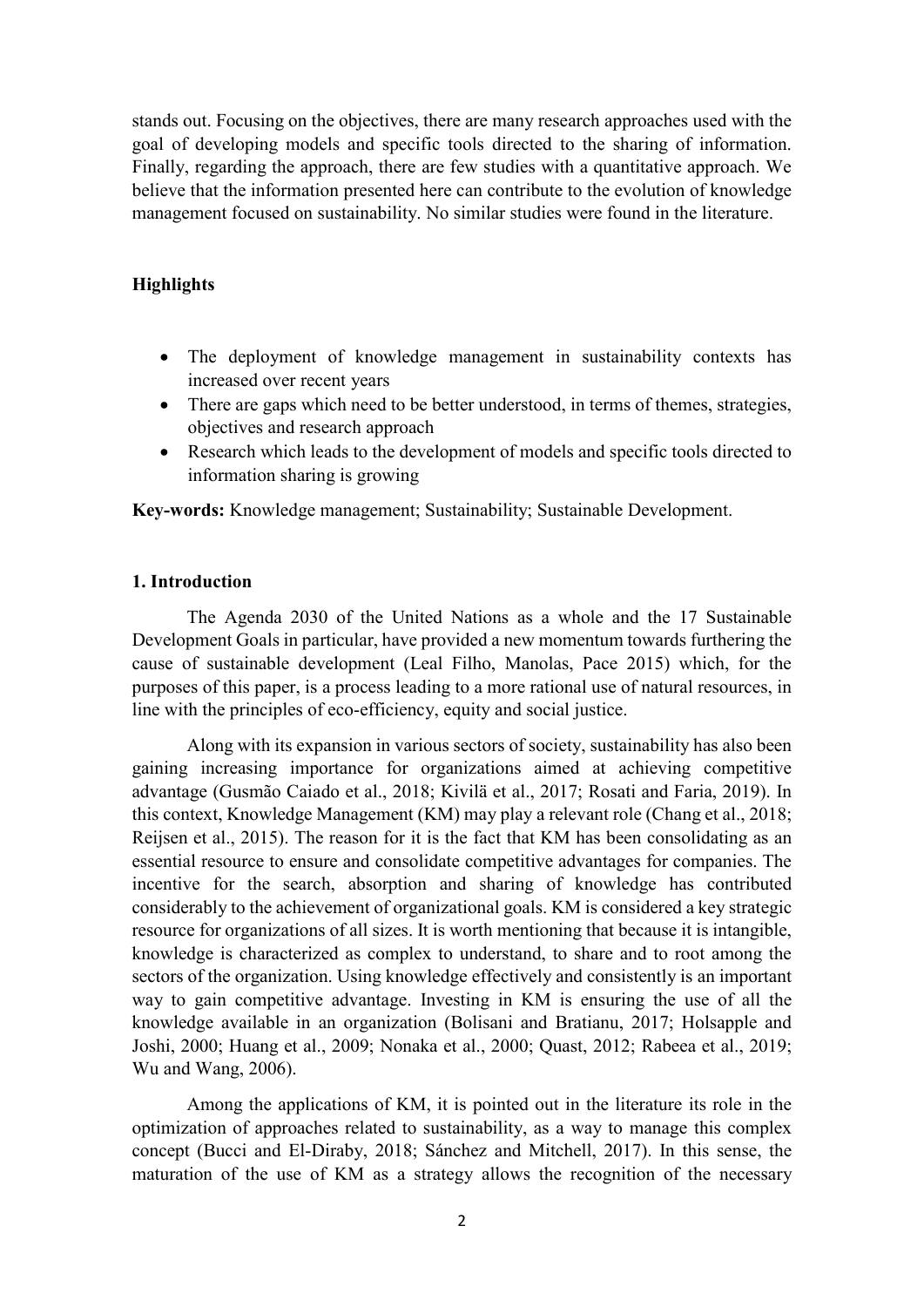stands out. Focusing on the objectives, there are many research approaches used with the goal of developing models and specific tools directed to the sharing of information. Finally, regarding the approach, there are few studies with a quantitative approach. We believe that the information presented here can contribute to the evolution of knowledge management focused on sustainability. No similar studies were found in the literature.

## Highlights

- The deployment of knowledge management in sustainability contexts has increased over recent years
- There are gaps which need to be better understood, in terms of themes, strategies, objectives and research approach
- Research which leads to the development of models and specific tools directed to information sharing is growing

**Key-words:** Knowledge management; Sustainability; Sustainable Development.

## 1. Introduction

The Agenda 2030 of the United Nations as a whole and the 17 Sustainable Development Goals in particular, have provided a new momentum towards furthering the cause of sustainable development (Leal Filho, Manolas, Pace 2015) which, for the purposes of this paper, is a process leading to a more rational use of natural resources, in line with the principles of eco-efficiency, equity and social justice.

Along with its expansion in various sectors of society, sustainability has also been gaining increasing importance for organizations aimed at achieving competitive advantage (Gusmão Caiado et al., 2018; Kivilä et al., 2017; Rosati and Faria, 2019). In this context, Knowledge Management (KM) may play a relevant role (Chang et al., 2018; Reijsen et al., 2015). The reason for it is the fact that KM has been consolidating as an essential resource to ensure and consolidate competitive advantages for companies. The incentive for the search, absorption and sharing of knowledge has contributed considerably to the achievement of organizational goals. KM is considered a key strategic resource for organizations of all sizes. It is worth mentioning that because it is intangible, knowledge is characterized as complex to understand, to share and to root among the sectors of the organization. Using knowledge effectively and consistently is an important way to gain competitive advantage. Investing in KM is ensuring the use of all the knowledge available in an organization (Bolisani and Bratianu, 2017; Holsapple and Joshi, 2000; Huang et al., 2009; Nonaka et al., 2000; Quast, 2012; Rabeea et al., 2019; Wu and Wang, 2006).

Among the applications of KM, it is pointed out in the literature its role in the optimization of approaches related to sustainability, as a way to manage this complex concept (Bucci and El-Diraby, 2018; Sánchez and Mitchell, 2017). In this sense, the maturation of the use of KM as a strategy allows the recognition of the necessary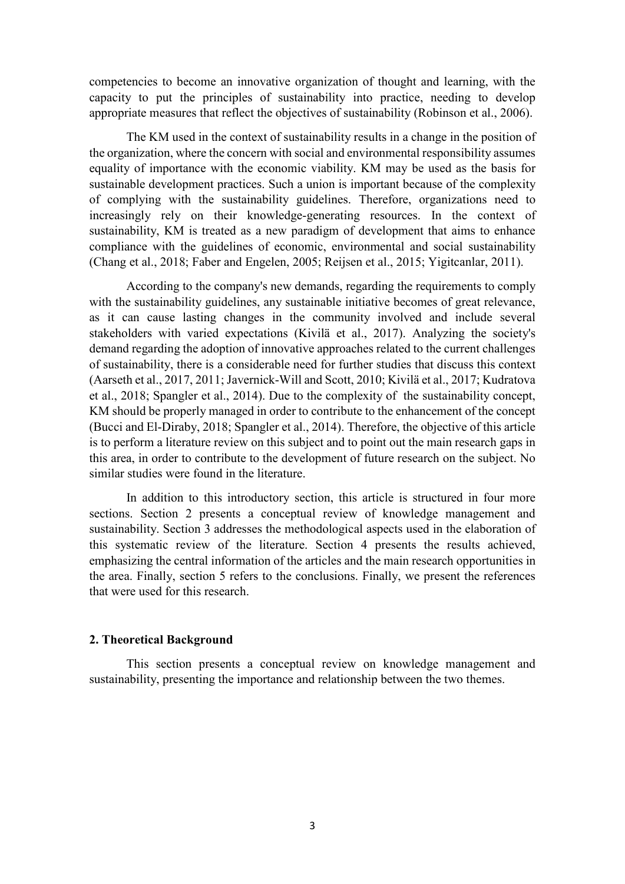competencies to become an innovative organization of thought and learning, with the capacity to put the principles of sustainability into practice, needing to develop appropriate measures that reflect the objectives of sustainability (Robinson et al., 2006).

The KM used in the context of sustainability results in a change in the position of the organization, where the concern with social and environmental responsibility assumes equality of importance with the economic viability. KM may be used as the basis for sustainable development practices. Such a union is important because of the complexity of complying with the sustainability guidelines. Therefore, organizations need to increasingly rely on their knowledge-generating resources. In the context of sustainability, KM is treated as a new paradigm of development that aims to enhance compliance with the guidelines of economic, environmental and social sustainability (Chang et al., 2018; Faber and Engelen, 2005; Reijsen et al., 2015; Yigitcanlar, 2011).

According to the company's new demands, regarding the requirements to comply with the sustainability guidelines, any sustainable initiative becomes of great relevance, as it can cause lasting changes in the community involved and include several stakeholders with varied expectations (Kivilä et al., 2017). Analyzing the society's demand regarding the adoption of innovative approaches related to the current challenges of sustainability, there is a considerable need for further studies that discuss this context (Aarseth et al., 2017, 2011; Javernick-Will and Scott, 2010; Kivilä et al., 2017; Kudratova et al., 2018; Spangler et al., 2014). Due to the complexity of the sustainability concept, KM should be properly managed in order to contribute to the enhancement of the concept (Bucci and El-Diraby, 2018; Spangler et al., 2014). Therefore, the objective of this article is to perform a literature review on this subject and to point out the main research gaps in this area, in order to contribute to the development of future research on the subject. No similar studies were found in the literature.

In addition to this introductory section, this article is structured in four more sections. Section 2 presents a conceptual review of knowledge management and sustainability. Section 3 addresses the methodological aspects used in the elaboration of this systematic review of the literature. Section 4 presents the results achieved, emphasizing the central information of the articles and the main research opportunities in the area. Finally, section 5 refers to the conclusions. Finally, we present the references that were used for this research.

## 2. Theoretical Background

This section presents a conceptual review on knowledge management and sustainability, presenting the importance and relationship between the two themes.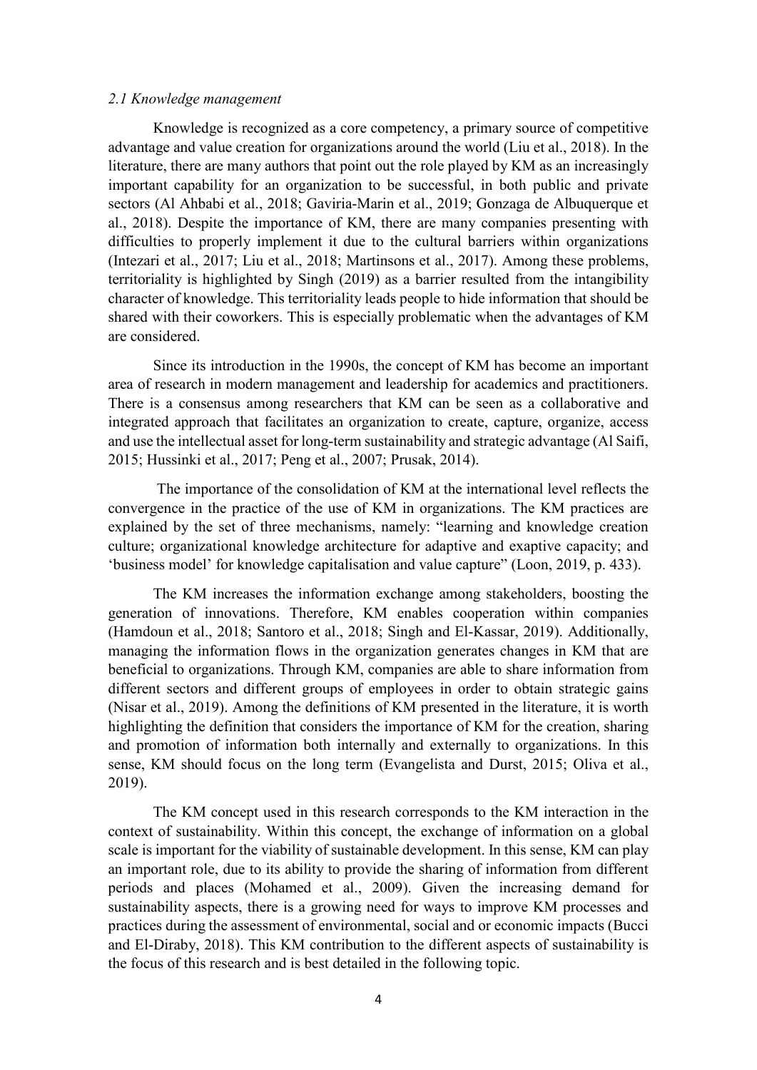### *2.1 Knowledge management*

Knowledge is recognized as a core competency, a primary source of competitive advantage and value creation for organizations around the world (Liu et al., 2018). In the literature, there are many authors that point out the role played by KM as an increasingly important capability for an organization to be successful, in both public and private sectors (Al Ahbabi et al., 2018; Gaviria-Marin et al., 2019; Gonzaga de Albuquerque et al., 2018). Despite the importance of KM, there are many companies presenting with difficulties to properly implement it due to the cultural barriers within organizations (Intezari et al., 2017; Liu et al., 2018; Martinsons et al., 2017). Among these problems, territoriality is highlighted by Singh (2019) as a barrier resulted from the intangibility character of knowledge. This territoriality leads people to hide information that should be shared with their coworkers. This is especially problematic when the advantages of KM are considered.

Since its introduction in the 1990s, the concept of KM has become an important area of research in modern management and leadership for academics and practitioners. There is a consensus among researchers that KM can be seen as a collaborative and integrated approach that facilitates an organization to create, capture, organize, access and use the intellectual asset for long-term sustainability and strategic advantage (Al Saifi, 2015; Hussinki et al., 2017; Peng et al., 2007; Prusak, 2014).

The importance of the consolidation of KM at the international level reflects the convergence in the practice of the use of KM in organizations. The KM practices are explained by the set of three mechanisms, namely: "learning and knowledge creation culture; organizational knowledge architecture for adaptive and exaptive capacity; and 'business model' for knowledge capitalisation and value capture" (Loon, 2019, p. 433).

The KM increases the information exchange among stakeholders, boosting the generation of innovations. Therefore, KM enables cooperation within companies (Hamdoun et al., 2018; Santoro et al., 2018; Singh and El-Kassar, 2019). Additionally, managing the information flows in the organization generates changes in KM that are beneficial to organizations. Through KM, companies are able to share information from different sectors and different groups of employees in order to obtain strategic gains (Nisar et al., 2019). Among the definitions of KM presented in the literature, it is worth highlighting the definition that considers the importance of KM for the creation, sharing and promotion of information both internally and externally to organizations. In this sense, KM should focus on the long term (Evangelista and Durst, 2015; Oliva et al., 2019).

The KM concept used in this research corresponds to the KM interaction in the context of sustainability. Within this concept, the exchange of information on a global scale is important for the viability of sustainable development. In this sense, KM can play an important role, due to its ability to provide the sharing of information from different periods and places (Mohamed et al., 2009). Given the increasing demand for sustainability aspects, there is a growing need for ways to improve KM processes and practices during the assessment of environmental, social and or economic impacts (Bucci and El-Diraby, 2018). This KM contribution to the different aspects of sustainability is the focus of this research and is best detailed in the following topic.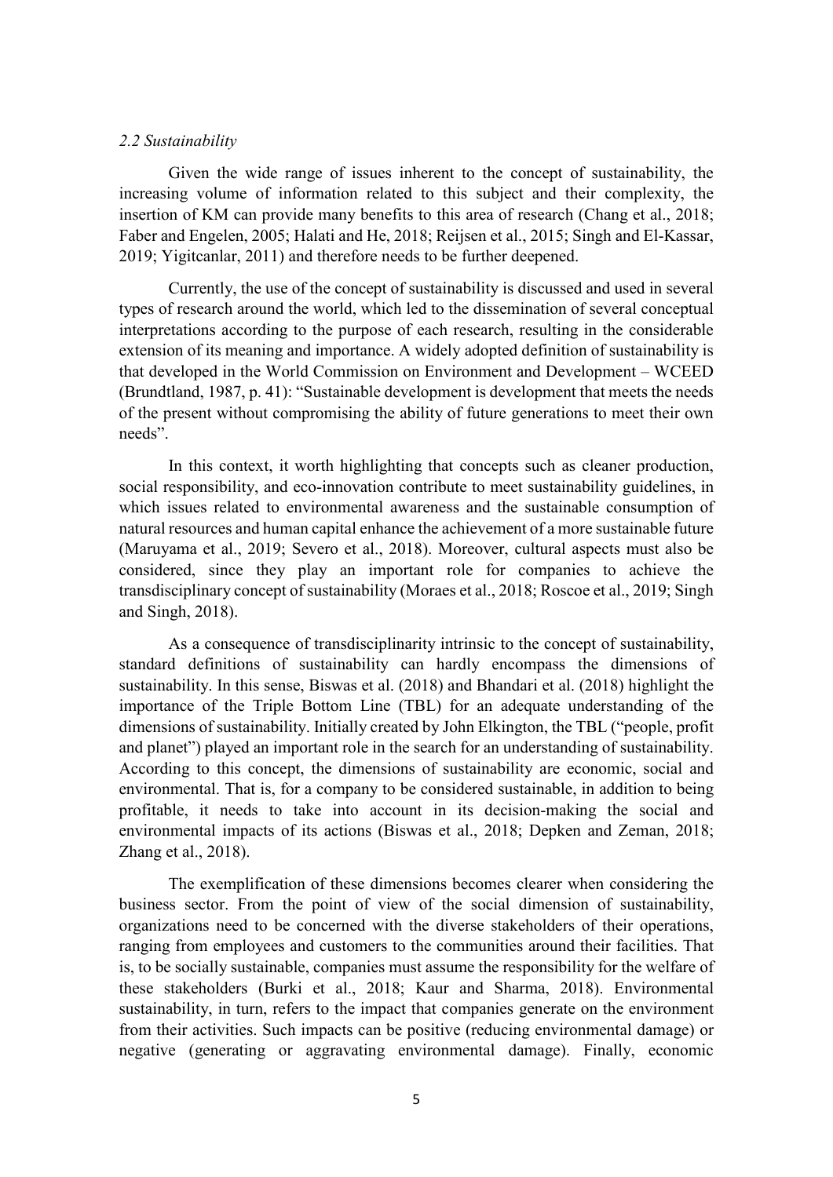### *2.2 Sustainability*

Given the wide range of issues inherent to the concept of sustainability, the increasing volume of information related to this subject and their complexity, the insertion of KM can provide many benefits to this area of research (Chang et al., 2018; Faber and Engelen, 2005; Halati and He, 2018; Reijsen et al., 2015; Singh and El-Kassar, 2019; Yigitcanlar, 2011) and therefore needs to be further deepened.

Currently, the use of the concept of sustainability is discussed and used in several types of research around the world, which led to the dissemination of several conceptual interpretations according to the purpose of each research, resulting in the considerable extension of its meaning and importance. A widely adopted definition of sustainability is that developed in the World Commission on Environment and Development – WCEED (Brundtland, 1987, p. 41): "Sustainable development is development that meets the needs of the present without compromising the ability of future generations to meet their own needs".

In this context, it worth highlighting that concepts such as cleaner production, social responsibility, and eco-innovation contribute to meet sustainability guidelines, in which issues related to environmental awareness and the sustainable consumption of natural resources and human capital enhance the achievement of a more sustainable future (Maruyama et al., 2019; Severo et al., 2018). Moreover, cultural aspects must also be considered, since they play an important role for companies to achieve the transdisciplinary concept of sustainability (Moraes et al., 2018; Roscoe et al., 2019; Singh and Singh, 2018).

As a consequence of transdisciplinarity intrinsic to the concept of sustainability, standard definitions of sustainability can hardly encompass the dimensions of sustainability. In this sense, Biswas et al. (2018) and Bhandari et al. (2018) highlight the importance of the Triple Bottom Line (TBL) for an adequate understanding of the dimensions of sustainability. Initially created by John Elkington, the TBL ("people, profit and planet") played an important role in the search for an understanding of sustainability. According to this concept, the dimensions of sustainability are economic, social and environmental. That is, for a company to be considered sustainable, in addition to being profitable, it needs to take into account in its decision-making the social and environmental impacts of its actions (Biswas et al., 2018; Depken and Zeman, 2018; Zhang et al., 2018).

The exemplification of these dimensions becomes clearer when considering the business sector. From the point of view of the social dimension of sustainability, organizations need to be concerned with the diverse stakeholders of their operations, ranging from employees and customers to the communities around their facilities. That is, to be socially sustainable, companies must assume the responsibility for the welfare of these stakeholders (Burki et al., 2018; Kaur and Sharma, 2018). Environmental sustainability, in turn, refers to the impact that companies generate on the environment from their activities. Such impacts can be positive (reducing environmental damage) or negative (generating or aggravating environmental damage). Finally, economic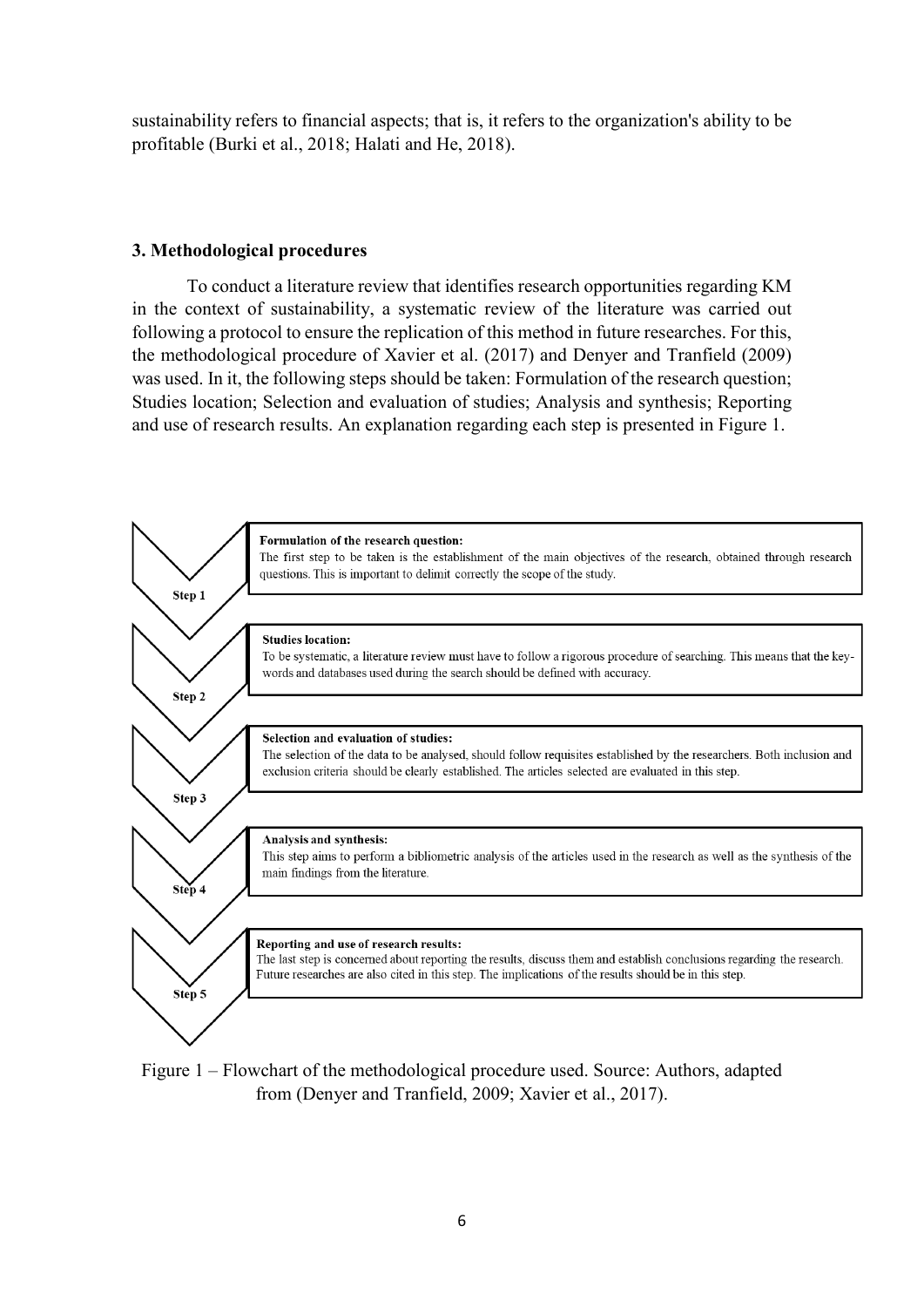sustainability refers to financial aspects; that is, it refers to the organization's ability to be profitable (Burki et al., 2018; Halati and He, 2018).

### 3. Methodological procedures

To conduct a literature review that identifies research opportunities regarding KM in the context of sustainability, a systematic review of the literature was carried out following a protocol to ensure the replication of this method in future researches. For this, the methodological procedure of Xavier et al. (2017) and Denyer and Tranfield (2009) was used. In it, the following steps should be taken: Formulation of the research question; Studies location; Selection and evaluation of studies; Analysis and synthesis; Reporting and use of research results. An explanation regarding each step is presented in Figure 1.

**Step 1** — **Formulation of the research question:**
The first step to be taken is the establishment of the main objectives of the research, obtained through research questions. This is important to delimit correctly the scope of the study.

**Step 2** — **Studies location:**
To be systematic, a literature review must have to follow a rigorous procedure of searching. This means that the key-words and databases used during the search should be defined with accuracy.

**Step 3** — **Selection and evaluation of studies:**
The selection of the data to be analysed, should follow requisites established by the researchers. Both inclusion and exclusion criteria should be clearly established. The articles selected are evaluated in this step.

**Step 4** — **Analysis and synthesis:**
This step aims to perform a bibliometric analysis of the articles used in the research as well as the synthesis of the main findings from the literature.

**Step 5** — **Reporting and use of research results:**
The last step is concerned about reporting the results, discuss them and establish conclusions regarding the research. Future researches are also cited in this step. The implications of the results should be in this step.

Figure 1 – Flowchart of the methodological procedure used. Source: Authors, adapted from (Denyer and Tranfield, 2009; Xavier et al., 2017).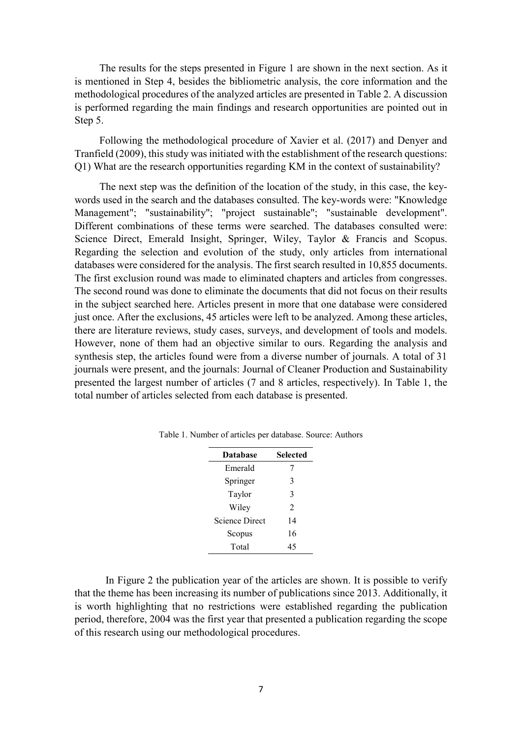The results for the steps presented in Figure 1 are shown in the next section. As it is mentioned in Step 4, besides the bibliometric analysis, the core information and the methodological procedures of the analyzed articles are presented in Table 2. A discussion is performed regarding the main findings and research opportunities are pointed out in Step 5.

Following the methodological procedure of Xavier et al. (2017) and Denyer and Tranfield (2009), this study was initiated with the establishment of the research questions: Q1) What are the research opportunities regarding KM in the context of sustainability?

The next step was the definition of the location of the study, in this case, the key-words used in the search and the databases consulted. The key-words were: "Knowledge Management"; "sustainability"; "project sustainable"; "sustainable development". Different combinations of these terms were searched. The databases consulted were: Science Direct, Emerald Insight, Springer, Wiley, Taylor & Francis and Scopus. Regarding the selection and evolution of the study, only articles from international databases were considered for the analysis. The first search resulted in 10,855 documents. The first exclusion round was made to eliminated chapters and articles from congresses. The second round was done to eliminate the documents that did not focus on their results in the subject searched here. Articles present in more that one database were considered just once. After the exclusions, 45 articles were left to be analyzed. Among these articles, there are literature reviews, study cases, surveys, and development of tools and models. However, none of them had an objective similar to ours. Regarding the analysis and synthesis step, the articles found were from a diverse number of journals. A total of 31 journals were present, and the journals: Journal of Cleaner Production and Sustainability presented the largest number of articles (7 and 8 articles, respectively). In Table 1, the total number of articles selected from each database is presented.

Table 1. Number of articles per database. Source: Authors

| Database | Selected |
|---|---|
| Emerald | 7 |
| Springer | 3 |
| Taylor | 3 |
| Wiley | 2 |
| Science Direct | 14 |
| Scopus | 16 |
| Total | 45 |

In Figure 2 the publication year of the articles are shown. It is possible to verify that the theme has been increasing its number of publications since 2013. Additionally, it is worth highlighting that no restrictions were established regarding the publication period, therefore, 2004 was the first year that presented a publication regarding the scope of this research using our methodological procedures.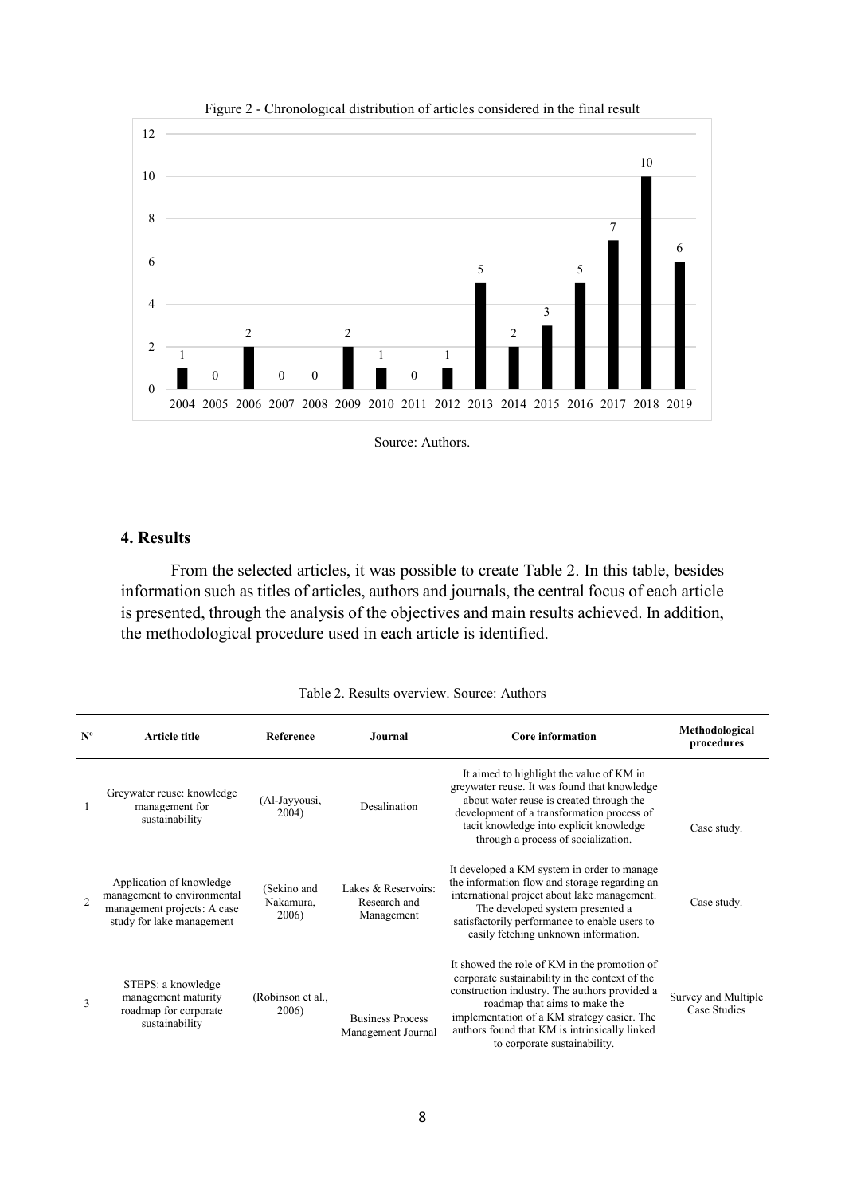Figure 2 - Chronological distribution of articles considered in the final result

| Year | 2004 | 2005 | 2006 | 2007 | 2008 | 2009 | 2010 | 2011 | 2012 | 2013 | 2014 | 2015 | 2016 | 2017 | 2018 | 2019 |
|---|---|---|---|---|---|---|---|---|---|---|---|---|---|---|---|---|
| Articles | 1 | 0 | 2 | 0 | 0 | 2 | 1 | 0 | 1 | 5 | 2 | 3 | 5 | 7 | 10 | 6 |

Source: Authors.

## 4. Results

From the selected articles, it was possible to create Table 2. In this table, besides information such as titles of articles, authors and journals, the central focus of each article is presented, through the analysis of the objectives and main results achieved. In addition, the methodological procedure used in each article is identified.

Table 2. Results overview. Source: Authors

| Nº | Article title | Reference | Journal | Core information | Methodological procedures |
|---|---|---|---|---|---|
| 1 | Greywater reuse: knowledge management for sustainability | (Al-Jayyousi, 2004) | Desalination | It aimed to highlight the value of KM in greywater reuse. It was found that knowledge about water reuse is created through the development of a transformation process of tacit knowledge into explicit knowledge through a process of socialization. | Case study. |
| 2 | Application of knowledge management to environmental management projects: A case study for lake management | (Sekino and Nakamura, 2006) | Lakes & Reservoirs: Research and Management | It developed a KM system in order to manage the information flow and storage regarding an international project about lake management. The developed system presented a satisfactorily performance to enable users to easily fetching unknown information. | Case study. |
| 3 | STEPS: a knowledge management maturity roadmap for corporate sustainability | (Robinson et al., 2006) | Business Process Management Journal | It showed the role of KM in the promotion of corporate sustainability in the context of the construction industry. The authors provided a roadmap that aims to make the implementation of a KM strategy easier. The authors found that KM is intrinsically linked to corporate sustainability. | Survey and Multiple Case Studies |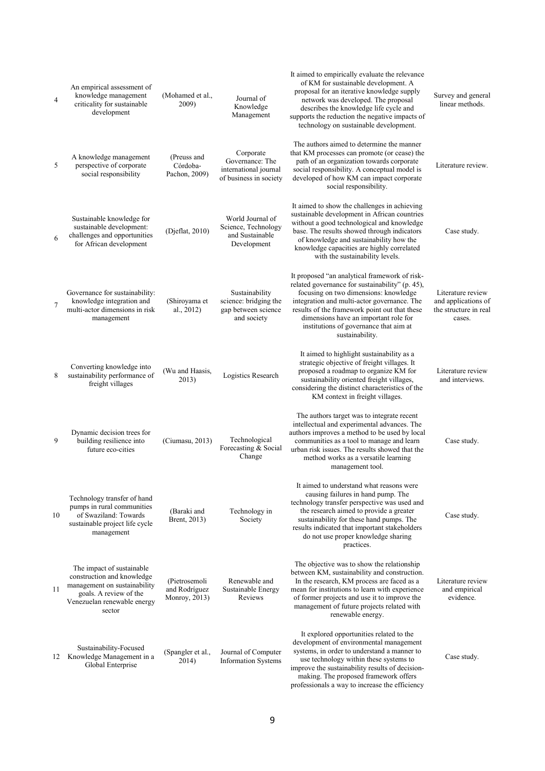| | | | | | |
|---|---|---|---|---|---|
| 4 | An empirical assessment of knowledge management criticality for sustainable development | (Mohamed et al., 2009) | Journal of Knowledge Management | It aimed to empirically evaluate the relevance of KM for sustainable development. A proposal for an iterative knowledge supply network was developed. The proposal describes the knowledge life cycle and supports the reduction the negative impacts of technology on sustainable development. | Survey and general linear methods. |
| 5 | A knowledge management perspective of corporate social responsibility | (Preuss and Córdoba-Pachon, 2009) | Corporate Governance: The international journal of business in society | The authors aimed to determine the manner that KM processes can promote (or cease) the path of an organization towards corporate social responsibility. A conceptual model is developed of how KM can impact corporate social responsibility. | Literature review. |
| 6 | Sustainable knowledge for sustainable development: challenges and opportunities for African development | (Djeflat, 2010) | World Journal of Science, Technology and Sustainable Development | It aimed to show the challenges in achieving sustainable development in African countries without a good technological and knowledge base. The results showed through indicators of knowledge and sustainability how the knowledge capacities are highly correlated with the sustainability levels. | Case study. |
| 7 | Governance for sustainability: knowledge integration and multi-actor dimensions in risk management | (Shiroyama et al., 2012) | Sustainability science: bridging the gap between science and society | It proposed "an analytical framework of risk-related governance for sustainability" (p. 45), focusing on two dimensions: knowledge integration and multi-actor governance. The results of the framework point out that these dimensions have an important role for institutions of governance that aim at sustainability. | Literature review and applications of the structure in real cases. |
| 8 | Converting knowledge into sustainability performance of freight villages | (Wu and Haasis, 2013) | Logistics Research | It aimed to highlight sustainability as a strategic objective of freight villages. It proposed a roadmap to organize KM for sustainability oriented freight villages, considering the distinct characteristics of the KM context in freight villages. | Literature review and interviews. |
| 9 | Dynamic decision trees for building resilience into future eco-cities | (Ciumasu, 2013) | Technological Forecasting & Social Change | The authors target was to integrate recent intellectual and experimental advances. The authors improves a method to be used by local communities as a tool to manage and learn urban risk issues. The results showed that the method works as a versatile learning management tool. | Case study. |
| 10 | Technology transfer of hand pumps in rural communities of Swaziland: Towards sustainable project life cycle management | (Baraki and Brent, 2013) | Technology in Society | It aimed to understand what reasons were causing failures in hand pump. The technology transfer perspective was used and the research aimed to provide a greater sustainability for these hand pumps. The results indicated that important stakeholders do not use proper knowledge sharing practices. | Case study. |
| 11 | The impact of sustainable construction and knowledge management on sustainability goals. A review of the Venezuelan renewable energy sector | (Pietrosemoli and Rodríguez Monroy, 2013) | Renewable and Sustainable Energy Reviews | The objective was to show the relationship between KM, sustainability and construction. In the research, KM process are faced as a mean for institutions to learn with experience of former projects and use it to improve the management of future projects related with renewable energy. | Literature review and empirical evidence. |
| 12 | Sustainability-Focused Knowledge Management in a Global Enterprise | (Spangler et al., 2014) | Journal of Computer Information Systems | It explored opportunities related to the development of environmental management systems, in order to understand a manner to use technology within these systems to improve the sustainability results of decision-making. The proposed framework offers professionals a way to increase the efficiency | Case study. |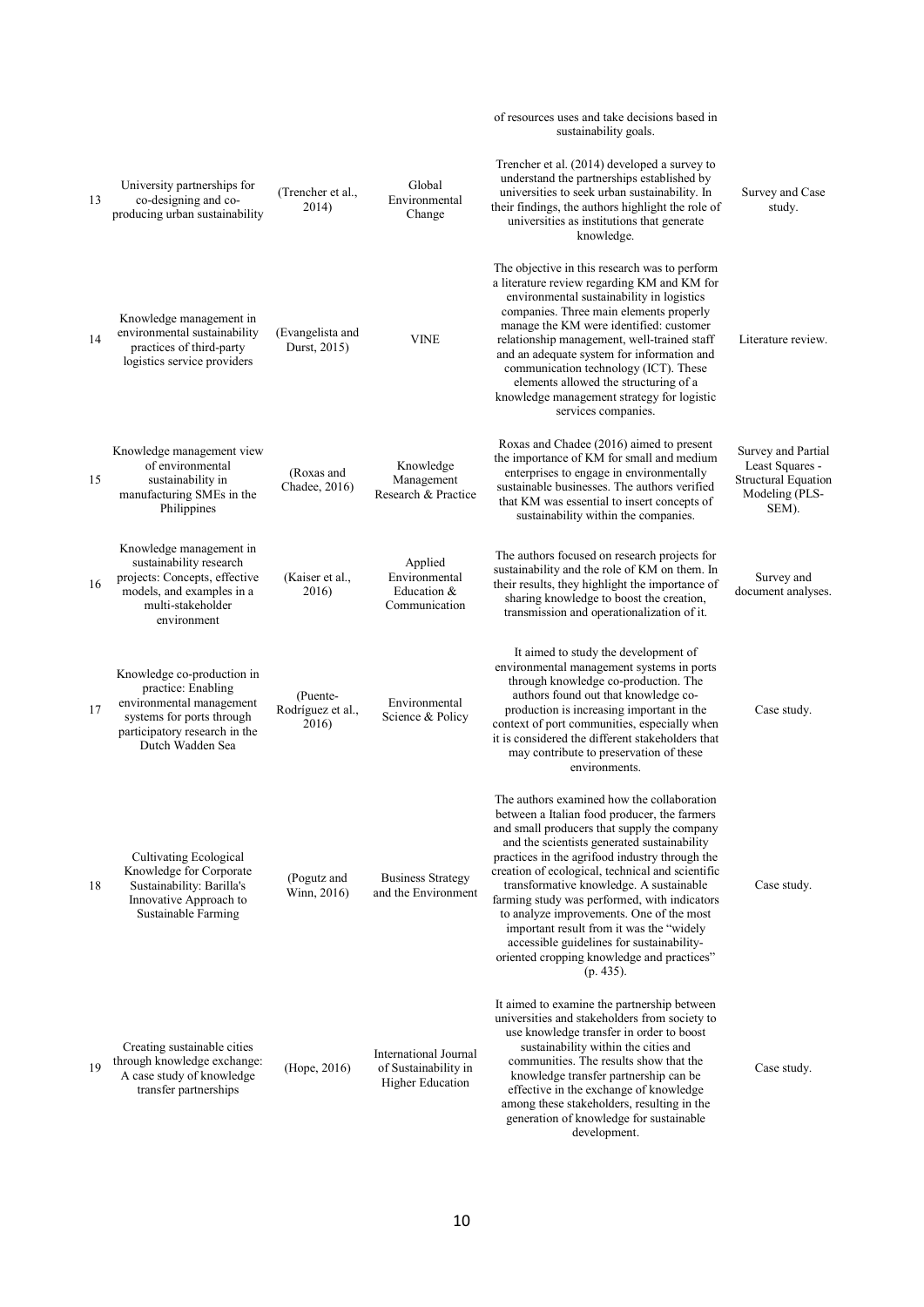| | | | | | |
|---|---|---|---|---|---|
| | | | | of resources uses and take decisions based in sustainability goals. | |
| 13 | University partnerships for co-designing and co-producing urban sustainability | (Trencher et al., 2014) | Global Environmental Change | Trencher et al. (2014) developed a survey to understand the partnerships established by universities to seek urban sustainability. In their findings, the authors highlight the role of universities as institutions that generate knowledge. | Survey and Case study. |
| 14 | Knowledge management in environmental sustainability practices of third-party logistics service providers | (Evangelista and Durst, 2015) | VINE | The objective in this research was to perform a literature review regarding KM and KM for environmental sustainability in logistics companies. Three main elements properly manage the KM were identified: customer relationship management, well-trained staff and an adequate system for information and communication technology (ICT). These elements allowed the structuring of a knowledge management strategy for logistic services companies. | Literature review. |
| 15 | Knowledge management view of environmental sustainability in manufacturing SMEs in the Philippines | (Roxas and Chadee, 2016) | Knowledge Management Research & Practice | Roxas and Chadee (2016) aimed to present the importance of KM for small and medium enterprises to engage in environmentally sustainable businesses. The authors verified that KM was essential to insert concepts of sustainability within the companies. | Survey and Partial Least Squares - Structural Equation Modeling (PLS-SEM). |
| 16 | Knowledge management in sustainability research projects: Concepts, effective models, and examples in a multi-stakeholder environment | (Kaiser et al., 2016) | Applied Environmental Education & Communication | The authors focused on research projects for sustainability and the role of KM on them. In their results, they highlight the importance of sharing knowledge to boost the creation, transmission and operationalization of it. | Survey and document analyses. |
| 17 | Knowledge co-production in practice: Enabling environmental management systems for ports through participatory research in the Dutch Wadden Sea | (Puente-Rodríguez et al., 2016) | Environmental Science & Policy | It aimed to study the development of environmental management systems in ports through knowledge co-production. The authors found out that knowledge co-production is increasing important in the context of port communities, especially when it is considered the different stakeholders that may contribute to preservation of these environments. | Case study. |
| 18 | Cultivating Ecological Knowledge for Corporate Sustainability: Barilla's Innovative Approach to Sustainable Farming | (Pogutz and Winn, 2016) | Business Strategy and the Environment | The authors examined how the collaboration between a Italian food producer, the farmers and small producers that supply the company and the scientists generated sustainability practices in the agrifood industry through the creation of ecological, technical and scientific transformative knowledge. A sustainable farming study was performed, with indicators to analyze improvements. One of the most important result from it was the "widely accessible guidelines for sustainability-oriented cropping knowledge and practices" (p. 435). | Case study. |
| 19 | Creating sustainable cities through knowledge exchange: A case study of knowledge transfer partnerships | (Hope, 2016) | International Journal of Sustainability in Higher Education | It aimed to examine the partnership between universities and stakeholders from society to use knowledge transfer in order to boost sustainability within the cities and communities. The results show that the knowledge transfer partnership can be effective in the exchange of knowledge among these stakeholders, resulting in the generation of knowledge for sustainable development. | Case study. |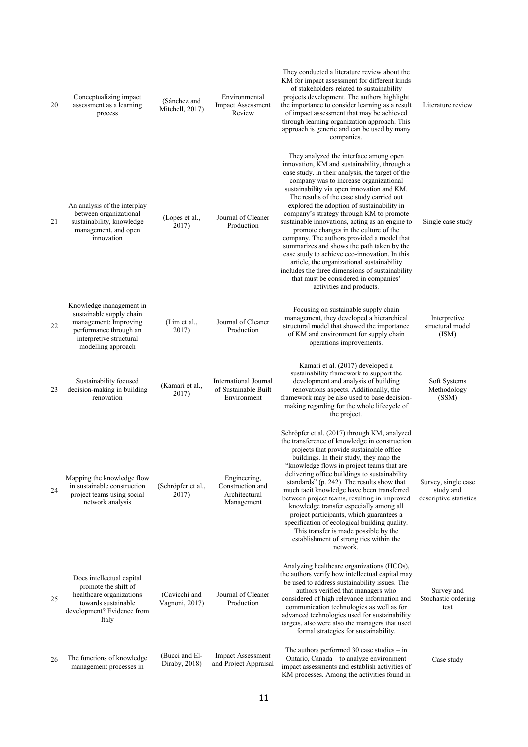| | | | | | |
|---|---|---|---|---|---|
| 20 | Conceptualizing impact assessment as a learning process | (Sánchez and Mitchell, 2017) | Environmental Impact Assessment Review | They conducted a literature review about the KM for impact assessment for different kinds of stakeholders related to sustainability projects development. The authors highlight the importance to consider learning as a result of impact assessment that may be achieved through learning organization approach. This approach is generic and can be used by many companies. | Literature review |
| 21 | An analysis of the interplay between organizational sustainability, knowledge management, and open innovation | (Lopes et al., 2017) | Journal of Cleaner Production | They analyzed the interface among open innovation, KM and sustainability, through a case study. In their analysis, the target of the company was to increase organizational sustainability via open innovation and KM. The results of the case study carried out explored the adoption of sustainability in company's strategy through KM to promote sustainable innovations, acting as an engine to promote changes in the culture of the company. The authors provided a model that summarizes and shows the path taken by the case study to achieve eco-innovation. In this article, the organizational sustainability includes the three dimensions of sustainability that must be considered in companies' activities and products. | Single case study |
| 22 | Knowledge management in sustainable supply chain management: Improving performance through an interpretive structural modelling approach | (Lim et al., 2017) | Journal of Cleaner Production | Focusing on sustainable supply chain management, they developed a hierarchical structural model that showed the importance of KM and environment for supply chain operations improvements. | Interpretive structural model (ISM) |
| 23 | Sustainability focused decision-making in building renovation | (Kamari et al., 2017) | International Journal of Sustainable Built Environment | Kamari et al. (2017) developed a sustainability framework to support the development and analysis of building renovations aspects. Additionally, the framework may be also used to base decision-making regarding for the whole lifecycle of the project. | Soft Systems Methodology (SSM) |
| 24 | Mapping the knowledge flow in sustainable construction project teams using social network analysis | (Schröpfer et al., 2017) | Engineering, Construction and Architectural Management | Schröpfer et al. (2017) through KM, analyzed the transference of knowledge in construction projects that provide sustainable office buildings. In their study, they map the "knowledge flows in project teams that are delivering office buildings to sustainability standards" (p. 242). The results show that much tacit knowledge have been transferred between project teams, resulting in improved knowledge transfer especially among all project participants, which guarantees a specification of ecological building quality. This transfer is made possible by the establishment of strong ties within the network. | Survey, single case study and descriptive statistics |
| 25 | Does intellectual capital promote the shift of healthcare organizations towards sustainable development? Evidence from Italy | (Cavicchi and Vagnoni, 2017) | Journal of Cleaner Production | Analyzing healthcare organizations (HCOs), the authors verify how intellectual capital may be used to address sustainability issues. The authors verified that managers who considered of high relevance information and communication technologies as well as for advanced technologies used for sustainability targets, also were also the managers that used formal strategies for sustainability. | Survey and Stochastic ordering test |
| 26 | The functions of knowledge management processes in | (Bucci and El-Diraby, 2018) | Impact Assessment and Project Appraisal | The authors performed 30 case studies – in Ontario, Canada – to analyze environment impact assessments and establish activities of KM processes. Among the activities found in | Case study |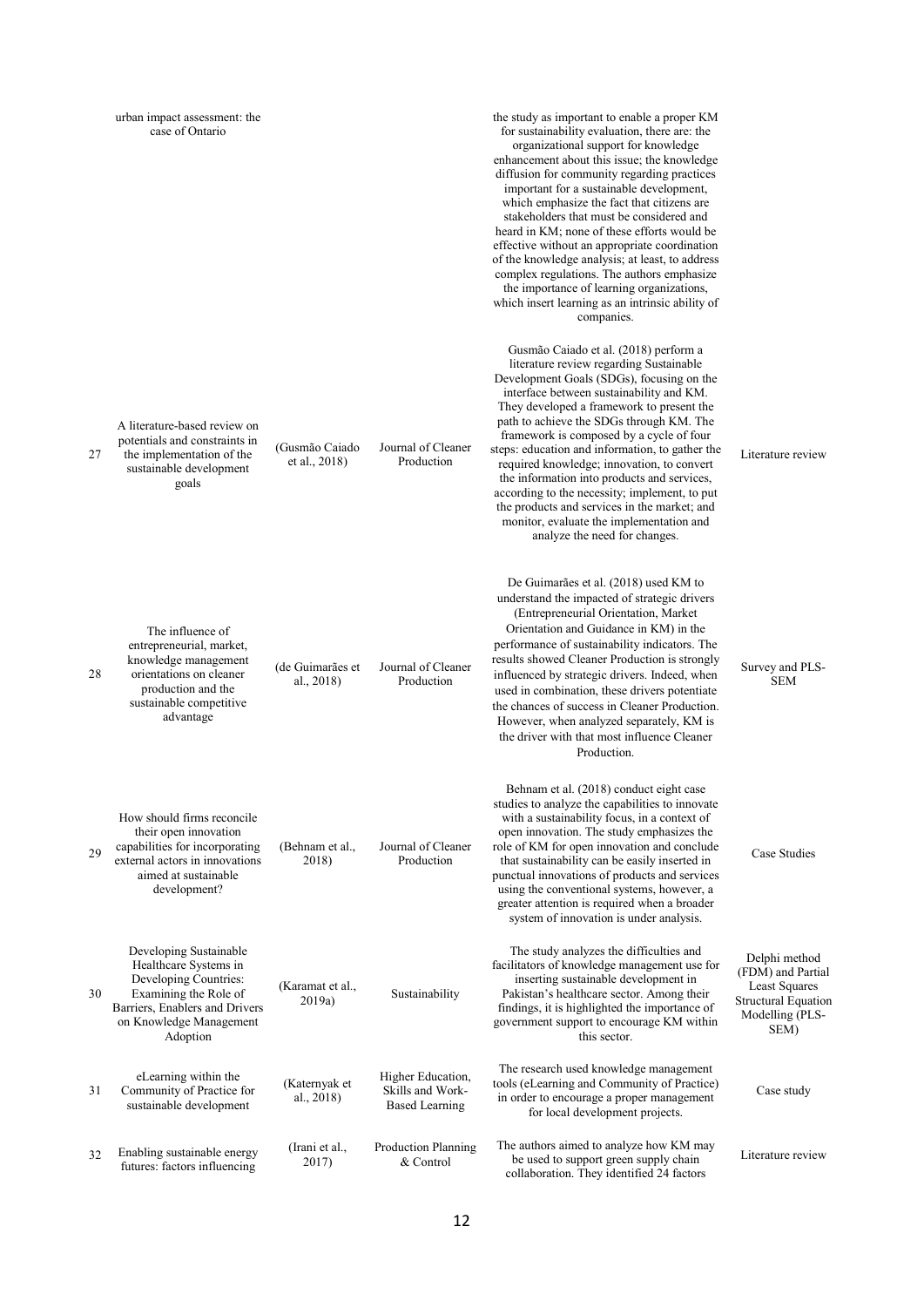| | urban impact assessment: the case of Ontario | | | the study as important to enable a proper KM for sustainability evaluation, there are: the organizational support for knowledge enhancement about this issue; the knowledge diffusion for community regarding practices important for a sustainable development, which emphasize the fact that citizens are stakeholders that must be considered and heard in KM; none of these efforts would be effective without an appropriate coordination of the knowledge analysis; at least, to address complex regulations. The authors emphasize the importance of learning organizations, which insert learning as an intrinsic ability of companies. | |
|---|---|---|---|---|---|
| 27 | A literature-based review on potentials and constraints in the implementation of the sustainable development goals | (Gusmão Caiado et al., 2018) | Journal of Cleaner Production | Gusmão Caiado et al. (2018) perform a literature review regarding Sustainable Development Goals (SDGs), focusing on the interface between sustainability and KM. They developed a framework to present the path to achieve the SDGs through KM. The framework is composed by a cycle of four steps: education and information, to gather the required knowledge; innovation, to convert the information into products and services, according to the necessity; implement, to put the products and services in the market; and monitor, evaluate the implementation and analyze the need for changes. | Literature review |
| 28 | The influence of entrepreneurial, market, knowledge management orientations on cleaner production and the sustainable competitive advantage | (de Guimarães et al., 2018) | Journal of Cleaner Production | De Guimarães et al. (2018) used KM to understand the impacted of strategic drivers (Entrepreneurial Orientation, Market Orientation and Guidance in KM) in the performance of sustainability indicators. The results showed Cleaner Production is strongly influenced by strategic drivers. Indeed, when used in combination, these drivers potentiate the chances of success in Cleaner Production. However, when analyzed separately, KM is the driver with that most influence Cleaner Production. | Survey and PLS-SEM |
| 29 | How should firms reconcile their open innovation capabilities for incorporating external actors in innovations aimed at sustainable development? | (Behnam et al., 2018) | Journal of Cleaner Production | Behnam et al. (2018) conduct eight case studies to analyze the capabilities to innovate with a sustainability focus, in a context of open innovation. The study emphasizes the role of KM for open innovation and conclude that sustainability can be easily inserted in punctual innovations of products and services using the conventional systems, however, a greater attention is required when a broader system of innovation is under analysis. | Case Studies |
| 30 | Developing Sustainable Healthcare Systems in Developing Countries: Examining the Role of Barriers, Enablers and Drivers on Knowledge Management Adoption | (Karamat et al., 2019a) | Sustainability | The study analyzes the difficulties and facilitators of knowledge management use for inserting sustainable development in Pakistan's healthcare sector. Among their findings, it is highlighted the importance of government support to encourage KM within this sector. | Delphi method (FDM) and Partial Least Squares Structural Equation Modelling (PLS-SEM) |
| 31 | eLearning within the Community of Practice for sustainable development | (Katernyak et al., 2018) | Higher Education, Skills and Work-Based Learning | The research used knowledge management tools (eLearning and Community of Practice) in order to encourage a proper management for local development projects. | Case study |
| 32 | Enabling sustainable energy futures: factors influencing | (Irani et al., 2017) | Production Planning & Control | The authors aimed to analyze how KM may be used to support green supply chain collaboration. They identified 24 factors | Literature review |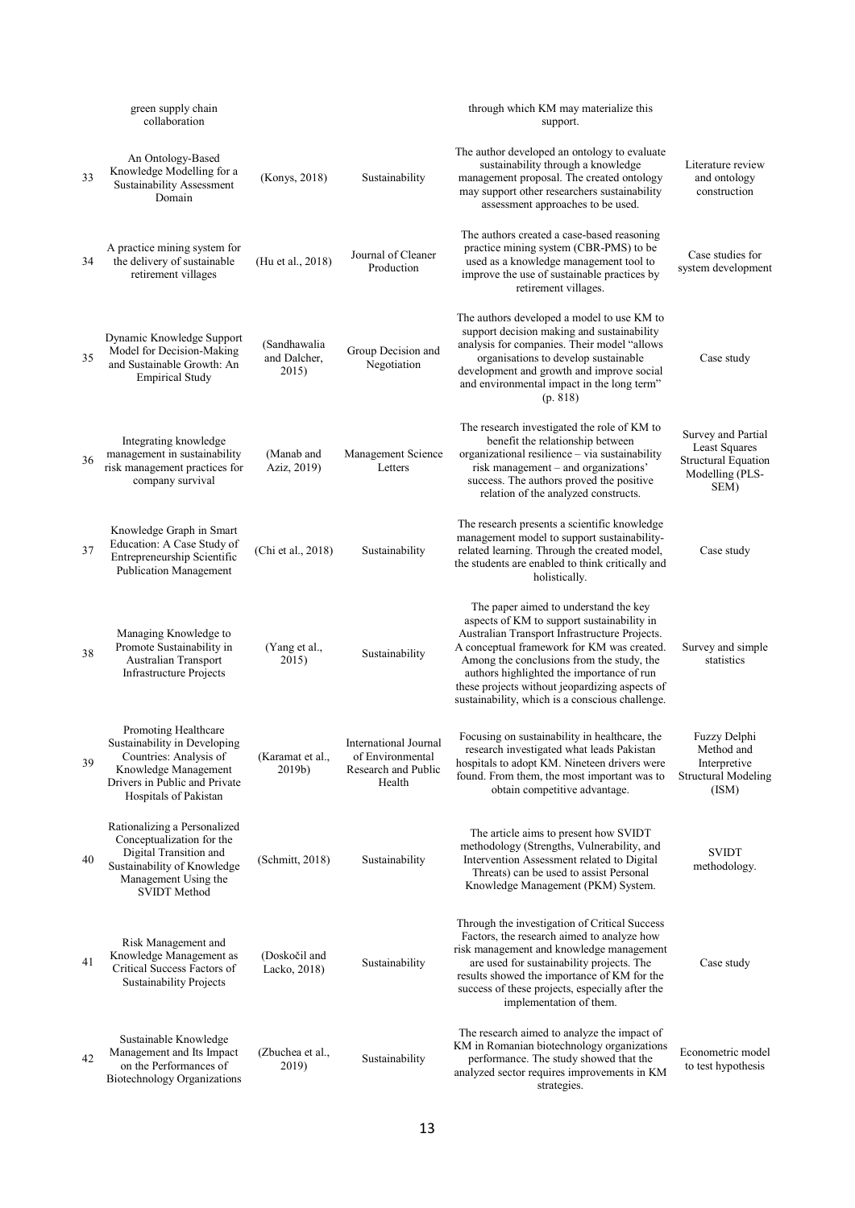| | green supply chain collaboration | | | through which KM may materialize this support. | |
|---|---|---|---|---|---|
| 33 | An Ontology-Based Knowledge Modelling for a Sustainability Assessment Domain | (Konys, 2018) | Sustainability | The author developed an ontology to evaluate sustainability through a knowledge management proposal. The created ontology may support other researchers sustainability assessment approaches to be used. | Literature review and ontology construction |
| 34 | A practice mining system for the delivery of sustainable retirement villages | (Hu et al., 2018) | Journal of Cleaner Production | The authors created a case-based reasoning practice mining system (CBR-PMS) to be used as a knowledge management tool to improve the use of sustainable practices by retirement villages. | Case studies for system development |
| 35 | Dynamic Knowledge Support Model for Decision-Making and Sustainable Growth: An Empirical Study | (Sandhawalia and Dalcher, 2015) | Group Decision and Negotiation | The authors developed a model to use KM to support decision making and sustainability analysis for companies. Their model "allows organisations to develop sustainable development and growth and improve social and environmental impact in the long term" (p. 818) | Case study |
| 36 | Integrating knowledge management in sustainability risk management practices for company survival | (Manab and Aziz, 2019) | Management Science Letters | The research investigated the role of KM to benefit the relationship between organizational resilience – via sustainability risk management – and organizations' success. The authors proved the positive relation of the analyzed constructs. | Survey and Partial Least Squares Structural Equation Modelling (PLS-SEM) |
| 37 | Knowledge Graph in Smart Education: A Case Study of Entrepreneurship Scientific Publication Management | (Chi et al., 2018) | Sustainability | The research presents a scientific knowledge management model to support sustainability-related learning. Through the created model, the students are enabled to think critically and holistically. | Case study |
| 38 | Managing Knowledge to Promote Sustainability in Australian Transport Infrastructure Projects | (Yang et al., 2015) | Sustainability | The paper aimed to understand the key aspects of KM to support sustainability in Australian Transport Infrastructure Projects. A conceptual framework for KM was created. Among the conclusions from the study, the authors highlighted the importance of run these projects without jeopardizing aspects of sustainability, which is a conscious challenge. | Survey and simple statistics |
| 39 | Promoting Healthcare Sustainability in Developing Countries: Analysis of Knowledge Management Drivers in Public and Private Hospitals of Pakistan | (Karamat et al., 2019b) | International Journal of Environmental Research and Public Health | Focusing on sustainability in healthcare, the research investigated what leads Pakistan hospitals to adopt KM. Nineteen drivers were found. From them, the most important was to obtain competitive advantage. | Fuzzy Delphi Method and Interpretive Structural Modeling (ISM) |
| 40 | Rationalizing a Personalized Conceptualization for the Digital Transition and Sustainability of Knowledge Management Using the SVIDT Method | (Schmitt, 2018) | Sustainability | The article aims to present how SVIDT methodology (Strengths, Vulnerability, and Intervention Assessment related to Digital Threats) can be used to assist Personal Knowledge Management (PKM) System. | SVIDT methodology. |
| 41 | Risk Management and Knowledge Management as Critical Success Factors of Sustainability Projects | (Doskočil and Lacko, 2018) | Sustainability | Through the investigation of Critical Success Factors, the research aimed to analyze how risk management and knowledge management are used for sustainability projects. The results showed the importance of KM for the success of these projects, especially after the implementation of them. | Case study |
| 42 | Sustainable Knowledge Management and Its Impact on the Performances of Biotechnology Organizations | (Zbuchea et al., 2019) | Sustainability | The research aimed to analyze the impact of KM in Romanian biotechnology organizations performance. The study showed that the analyzed sector requires improvements in KM strategies. | Econometric model to test hypothesis |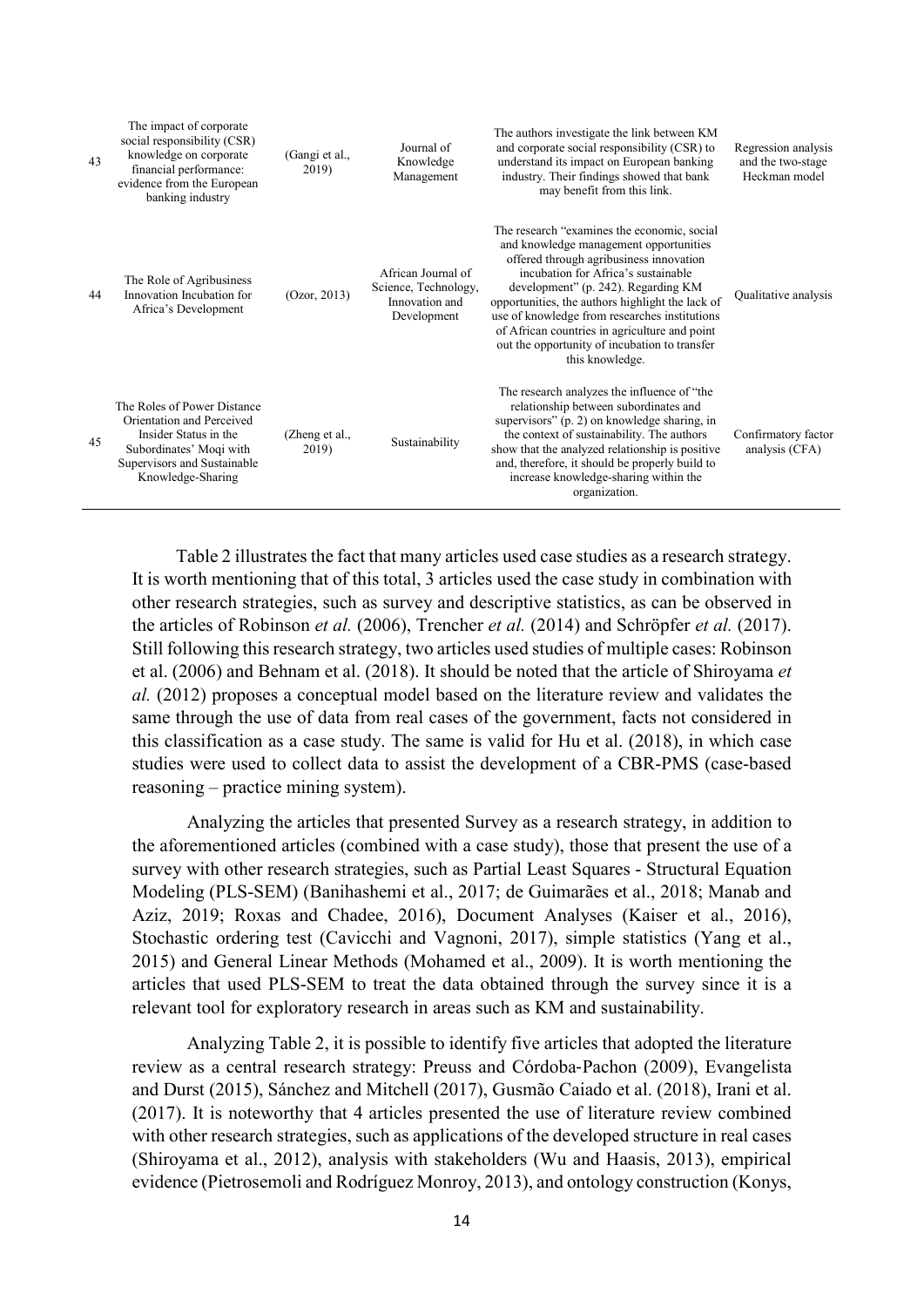| 43 | The impact of corporate social responsibility (CSR) knowledge on corporate financial performance: evidence from the European banking industry | (Gangi et al., 2019) | Journal of Knowledge Management | The authors investigate the link between KM and corporate social responsibility (CSR) to understand its impact on European banking industry. Their findings showed that bank may benefit from this link. | Regression analysis and the two-stage Heckman model |
|---|---|---|---|---|---|
| 44 | The Role of Agribusiness Innovation Incubation for Africa's Development | (Ozor, 2013) | African Journal of Science, Technology, Innovation and Development | The research "examines the economic, social and knowledge management opportunities offered through agribusiness innovation incubation for Africa's sustainable development" (p. 242). Regarding KM opportunities, the authors highlight the lack of use of knowledge from researches institutions of African countries in agriculture and point out the opportunity of incubation to transfer this knowledge. | Qualitative analysis |
| 45 | The Roles of Power Distance Orientation and Perceived Insider Status in the Subordinates' Moqi with Supervisors and Sustainable Knowledge-Sharing | (Zheng et al., 2019) | Sustainability | The research analyzes the influence of "the relationship between subordinates and supervisors" (p. 2) on knowledge sharing, in the context of sustainability. The authors show that the analyzed relationship is positive and, therefore, it should be properly build to increase knowledge-sharing within the organization. | Confirmatory factor analysis (CFA) |

Table 2 illustrates the fact that many articles used case studies as a research strategy. It is worth mentioning that of this total, 3 articles used the case study in combination with other research strategies, such as survey and descriptive statistics, as can be observed in the articles of Robinson *et al.* (2006), Trencher *et al.* (2014) and Schröpfer *et al.* (2017). Still following this research strategy, two articles used studies of multiple cases: Robinson et al. (2006) and Behnam et al. (2018). It should be noted that the article of Shiroyama *et al.* (2012) proposes a conceptual model based on the literature review and validates the same through the use of data from real cases of the government, facts not considered in this classification as a case study. The same is valid for Hu et al. (2018), in which case studies were used to collect data to assist the development of a CBR-PMS (case-based reasoning – practice mining system).

Analyzing the articles that presented Survey as a research strategy, in addition to the aforementioned articles (combined with a case study), those that present the use of a survey with other research strategies, such as Partial Least Squares - Structural Equation Modeling (PLS-SEM) (Banihashemi et al., 2017; de Guimarães et al., 2018; Manab and Aziz, 2019; Roxas and Chadee, 2016), Document Analyses (Kaiser et al., 2016), Stochastic ordering test (Cavicchi and Vagnoni, 2017), simple statistics (Yang et al., 2015) and General Linear Methods (Mohamed et al., 2009). It is worth mentioning the articles that used PLS-SEM to treat the data obtained through the survey since it is a relevant tool for exploratory research in areas such as KM and sustainability.

Analyzing Table 2, it is possible to identify five articles that adopted the literature review as a central research strategy: Preuss and Córdoba-Pachon (2009), Evangelista and Durst (2015), Sánchez and Mitchell (2017), Gusmão Caiado et al. (2018), Irani et al. (2017). It is noteworthy that 4 articles presented the use of literature review combined with other research strategies, such as applications of the developed structure in real cases (Shiroyama et al., 2012), analysis with stakeholders (Wu and Haasis, 2013), empirical evidence (Pietrosemoli and Rodríguez Monroy, 2013), and ontology construction (Konys,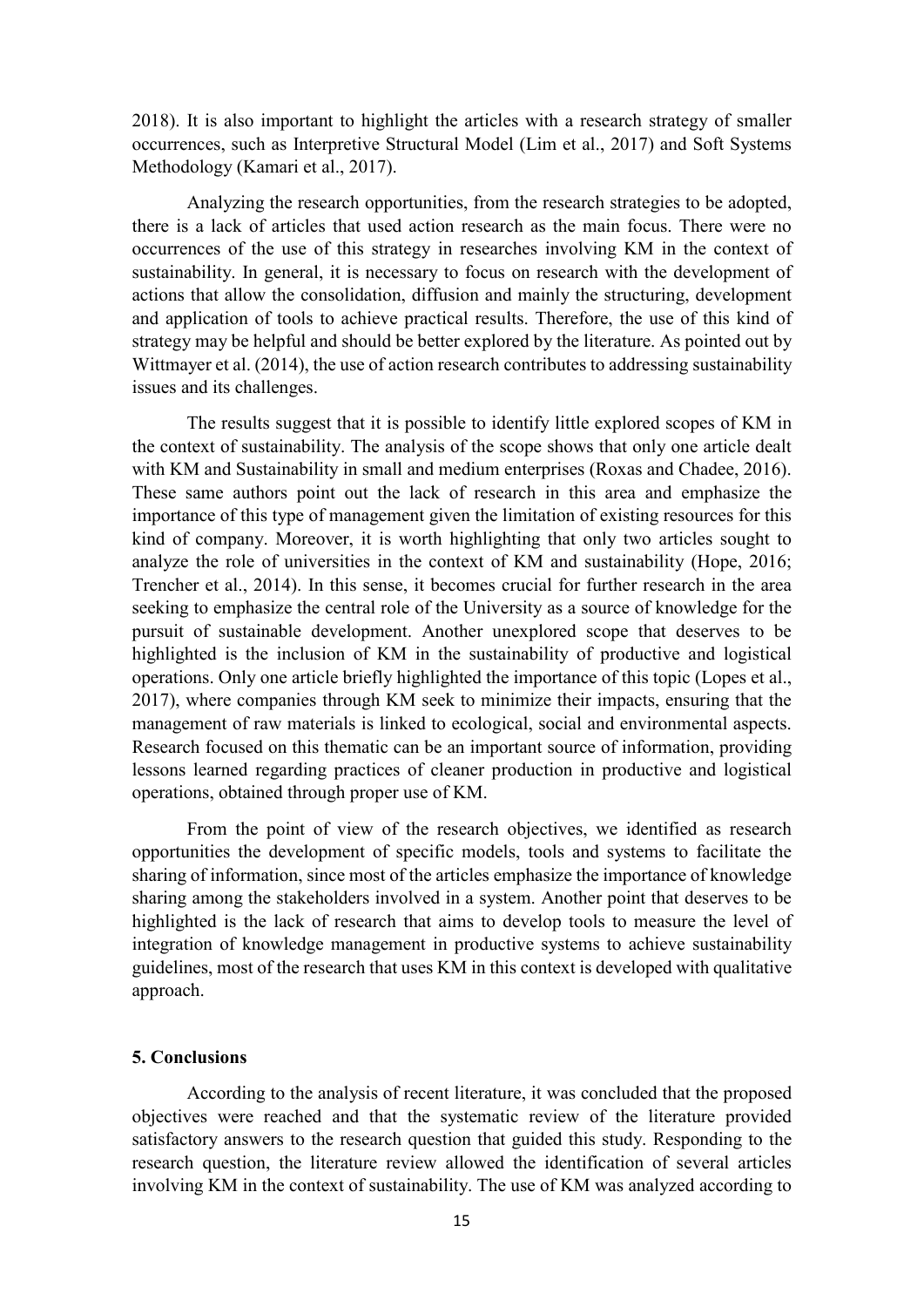2018). It is also important to highlight the articles with a research strategy of smaller occurrences, such as Interpretive Structural Model (Lim et al., 2017) and Soft Systems Methodology (Kamari et al., 2017).

Analyzing the research opportunities, from the research strategies to be adopted, there is a lack of articles that used action research as the main focus. There were no occurrences of the use of this strategy in researches involving KM in the context of sustainability. In general, it is necessary to focus on research with the development of actions that allow the consolidation, diffusion and mainly the structuring, development and application of tools to achieve practical results. Therefore, the use of this kind of strategy may be helpful and should be better explored by the literature. As pointed out by Wittmayer et al. (2014), the use of action research contributes to addressing sustainability issues and its challenges.

The results suggest that it is possible to identify little explored scopes of KM in the context of sustainability. The analysis of the scope shows that only one article dealt with KM and Sustainability in small and medium enterprises (Roxas and Chadee, 2016). These same authors point out the lack of research in this area and emphasize the importance of this type of management given the limitation of existing resources for this kind of company. Moreover, it is worth highlighting that only two articles sought to analyze the role of universities in the context of KM and sustainability (Hope, 2016; Trencher et al., 2014). In this sense, it becomes crucial for further research in the area seeking to emphasize the central role of the University as a source of knowledge for the pursuit of sustainable development. Another unexplored scope that deserves to be highlighted is the inclusion of KM in the sustainability of productive and logistical operations. Only one article briefly highlighted the importance of this topic (Lopes et al., 2017), where companies through KM seek to minimize their impacts, ensuring that the management of raw materials is linked to ecological, social and environmental aspects. Research focused on this thematic can be an important source of information, providing lessons learned regarding practices of cleaner production in productive and logistical operations, obtained through proper use of KM.

From the point of view of the research objectives, we identified as research opportunities the development of specific models, tools and systems to facilitate the sharing of information, since most of the articles emphasize the importance of knowledge sharing among the stakeholders involved in a system. Another point that deserves to be highlighted is the lack of research that aims to develop tools to measure the level of integration of knowledge management in productive systems to achieve sustainability guidelines, most of the research that uses KM in this context is developed with qualitative approach.

## 5. Conclusions

According to the analysis of recent literature, it was concluded that the proposed objectives were reached and that the systematic review of the literature provided satisfactory answers to the research question that guided this study. Responding to the research question, the literature review allowed the identification of several articles involving KM in the context of sustainability. The use of KM was analyzed according to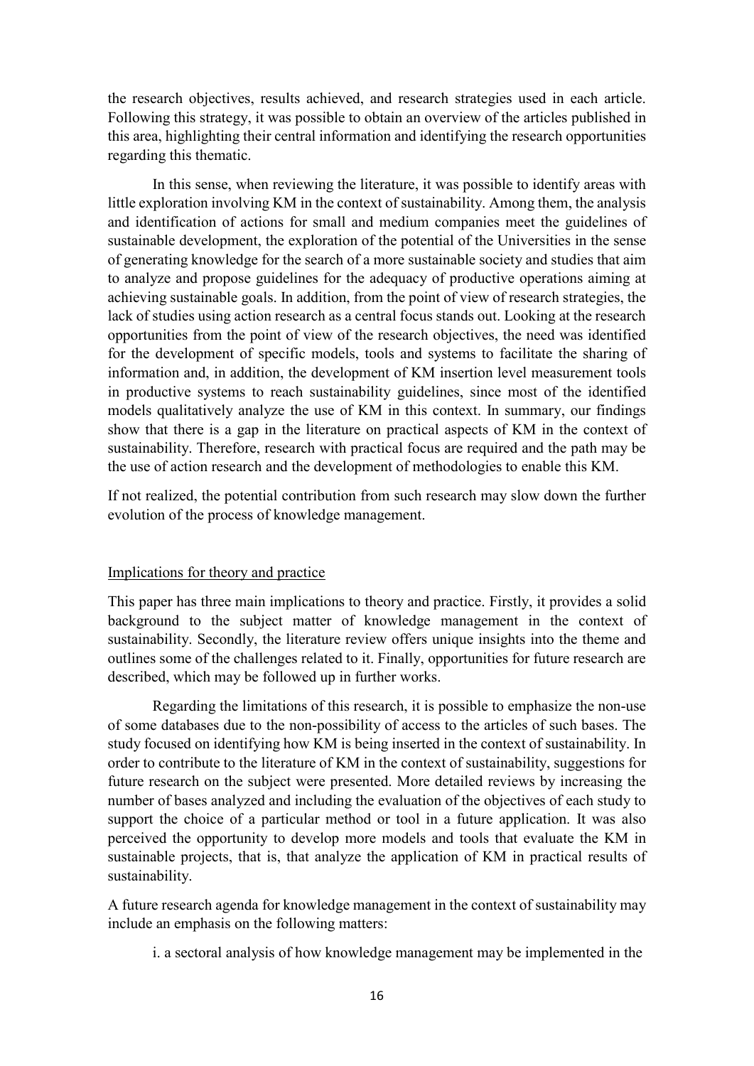the research objectives, results achieved, and research strategies used in each article. Following this strategy, it was possible to obtain an overview of the articles published in this area, highlighting their central information and identifying the research opportunities regarding this thematic.

In this sense, when reviewing the literature, it was possible to identify areas with little exploration involving KM in the context of sustainability. Among them, the analysis and identification of actions for small and medium companies meet the guidelines of sustainable development, the exploration of the potential of the Universities in the sense of generating knowledge for the search of a more sustainable society and studies that aim to analyze and propose guidelines for the adequacy of productive operations aiming at achieving sustainable goals. In addition, from the point of view of research strategies, the lack of studies using action research as a central focus stands out. Looking at the research opportunities from the point of view of the research objectives, the need was identified for the development of specific models, tools and systems to facilitate the sharing of information and, in addition, the development of KM insertion level measurement tools in productive systems to reach sustainability guidelines, since most of the identified models qualitatively analyze the use of KM in this context. In summary, our findings show that there is a gap in the literature on practical aspects of KM in the context of sustainability. Therefore, research with practical focus are required and the path may be the use of action research and the development of methodologies to enable this KM.

If not realized, the potential contribution from such research may slow down the further evolution of the process of knowledge management.

## Implications for theory and practice

This paper has three main implications to theory and practice. Firstly, it provides a solid background to the subject matter of knowledge management in the context of sustainability. Secondly, the literature review offers unique insights into the theme and outlines some of the challenges related to it. Finally, opportunities for future research are described, which may be followed up in further works.

Regarding the limitations of this research, it is possible to emphasize the non-use of some databases due to the non-possibility of access to the articles of such bases. The study focused on identifying how KM is being inserted in the context of sustainability. In order to contribute to the literature of KM in the context of sustainability, suggestions for future research on the subject were presented. More detailed reviews by increasing the number of bases analyzed and including the evaluation of the objectives of each study to support the choice of a particular method or tool in a future application. It was also perceived the opportunity to develop more models and tools that evaluate the KM in sustainable projects, that is, that analyze the application of KM in practical results of sustainability.

A future research agenda for knowledge management in the context of sustainability may include an emphasis on the following matters:

i. a sectoral analysis of how knowledge management may be implemented in the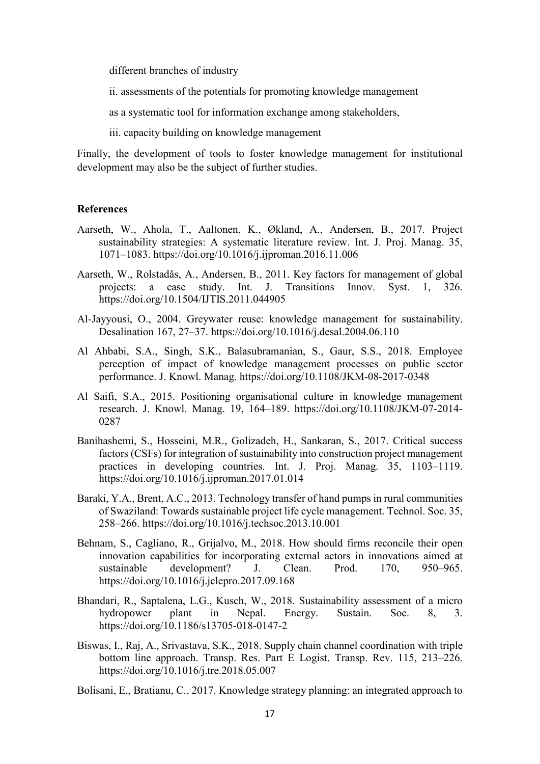different branches of industry

ii. assessments of the potentials for promoting knowledge management as a systematic tool for information exchange among stakeholders,

iii. capacity building on knowledge management

Finally, the development of tools to foster knowledge management for institutional development may also be the subject of further studies.

## References

Aarseth, W., Ahola, T., Aaltonen, K., Økland, A., Andersen, B., 2017. Project sustainability strategies: A systematic literature review. Int. J. Proj. Manag. 35, 1071–1083. https://doi.org/10.1016/j.ijproman.2016.11.006

Aarseth, W., Rolstadås, A., Andersen, B., 2011. Key factors for management of global projects: a case study. Int. J. Transitions Innov. Syst. 1, 326. https://doi.org/10.1504/IJTIS.2011.044905

Al-Jayyousi, O., 2004. Greywater reuse: knowledge management for sustainability. Desalination 167, 27–37. https://doi.org/10.1016/j.desal.2004.06.110

Al Ahbabi, S.A., Singh, S.K., Balasubramanian, S., Gaur, S.S., 2018. Employee perception of impact of knowledge management processes on public sector performance. J. Knowl. Manag. https://doi.org/10.1108/JKM-08-2017-0348

Al Saifi, S.A., 2015. Positioning organisational culture in knowledge management research. J. Knowl. Manag. 19, 164–189. https://doi.org/10.1108/JKM-07-2014-0287

Banihashemi, S., Hosseini, M.R., Golizadeh, H., Sankaran, S., 2017. Critical success factors (CSFs) for integration of sustainability into construction project management practices in developing countries. Int. J. Proj. Manag. 35, 1103–1119. https://doi.org/10.1016/j.ijproman.2017.01.014

Baraki, Y.A., Brent, A.C., 2013. Technology transfer of hand pumps in rural communities of Swaziland: Towards sustainable project life cycle management. Technol. Soc. 35, 258–266. https://doi.org/10.1016/j.techsoc.2013.10.001

Behnam, S., Cagliano, R., Grijalvo, M., 2018. How should firms reconcile their open innovation capabilities for incorporating external actors in innovations aimed at sustainable development? J. Clean. Prod. 170, 950–965. https://doi.org/10.1016/j.jclepro.2017.09.168

Bhandari, R., Saptalena, L.G., Kusch, W., 2018. Sustainability assessment of a micro hydropower plant in Nepal. Energy. Sustain. Soc. 8, 3. https://doi.org/10.1186/s13705-018-0147-2

Biswas, I., Raj, A., Srivastava, S.K., 2018. Supply chain channel coordination with triple bottom line approach. Transp. Res. Part E Logist. Transp. Rev. 115, 213–226. https://doi.org/10.1016/j.tre.2018.05.007

Bolisani, E., Bratianu, C., 2017. Knowledge strategy planning: an integrated approach to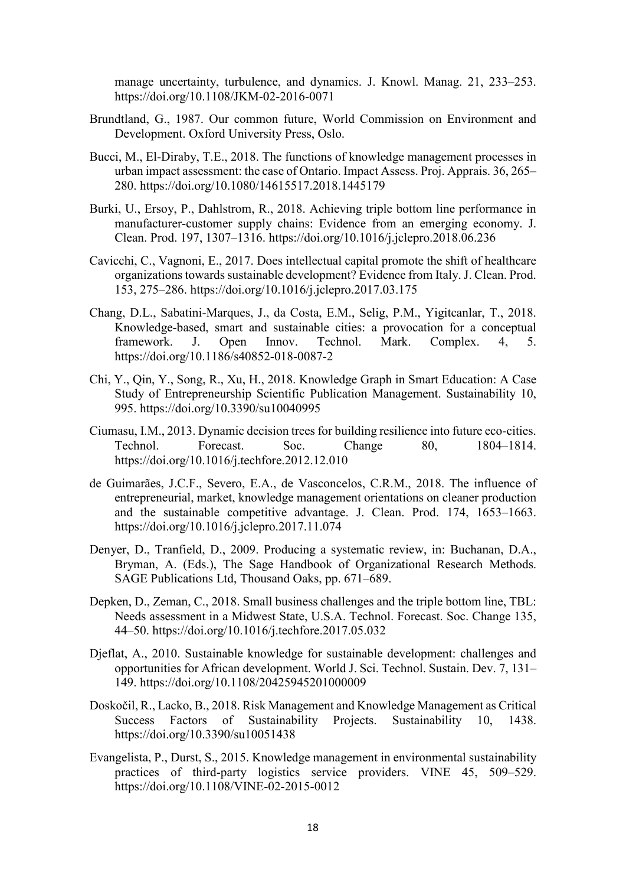manage uncertainty, turbulence, and dynamics. J. Knowl. Manag. 21, 233–253. https://doi.org/10.1108/JKM-02-2016-0071

Brundtland, G., 1987. Our common future, World Commission on Environment and Development. Oxford University Press, Oslo.

Bucci, M., El-Diraby, T.E., 2018. The functions of knowledge management processes in urban impact assessment: the case of Ontario. Impact Assess. Proj. Apprais. 36, 265–280. https://doi.org/10.1080/14615517.2018.1445179

Burki, U., Ersoy, P., Dahlstrom, R., 2018. Achieving triple bottom line performance in manufacturer-customer supply chains: Evidence from an emerging economy. J. Clean. Prod. 197, 1307–1316. https://doi.org/10.1016/j.jclepro.2018.06.236

Cavicchi, C., Vagnoni, E., 2017. Does intellectual capital promote the shift of healthcare organizations towards sustainable development? Evidence from Italy. J. Clean. Prod. 153, 275–286. https://doi.org/10.1016/j.jclepro.2017.03.175

Chang, D.L., Sabatini-Marques, J., da Costa, E.M., Selig, P.M., Yigitcanlar, T., 2018. Knowledge-based, smart and sustainable cities: a provocation for a conceptual framework. J. Open Innov. Technol. Mark. Complex. 4, 5. https://doi.org/10.1186/s40852-018-0087-2

Chi, Y., Qin, Y., Song, R., Xu, H., 2018. Knowledge Graph in Smart Education: A Case Study of Entrepreneurship Scientific Publication Management. Sustainability 10, 995. https://doi.org/10.3390/su10040995

Ciumasu, I.M., 2013. Dynamic decision trees for building resilience into future eco-cities. Technol. Forecast. Soc. Change 80, 1804–1814. https://doi.org/10.1016/j.techfore.2012.12.010

de Guimarães, J.C.F., Severo, E.A., de Vasconcelos, C.R.M., 2018. The influence of entrepreneurial, market, knowledge management orientations on cleaner production and the sustainable competitive advantage. J. Clean. Prod. 174, 1653–1663. https://doi.org/10.1016/j.jclepro.2017.11.074

Denyer, D., Tranfield, D., 2009. Producing a systematic review, in: Buchanan, D.A., Bryman, A. (Eds.), The Sage Handbook of Organizational Research Methods. SAGE Publications Ltd, Thousand Oaks, pp. 671–689.

Depken, D., Zeman, C., 2018. Small business challenges and the triple bottom line, TBL: Needs assessment in a Midwest State, U.S.A. Technol. Forecast. Soc. Change 135, 44–50. https://doi.org/10.1016/j.techfore.2017.05.032

Djeflat, A., 2010. Sustainable knowledge for sustainable development: challenges and opportunities for African development. World J. Sci. Technol. Sustain. Dev. 7, 131–149. https://doi.org/10.1108/20425945201000009

Doskočil, R., Lacko, B., 2018. Risk Management and Knowledge Management as Critical Success Factors of Sustainability Projects. Sustainability 10, 1438. https://doi.org/10.3390/su10051438

Evangelista, P., Durst, S., 2015. Knowledge management in environmental sustainability practices of third-party logistics service providers. VINE 45, 509–529. https://doi.org/10.1108/VINE-02-2015-0012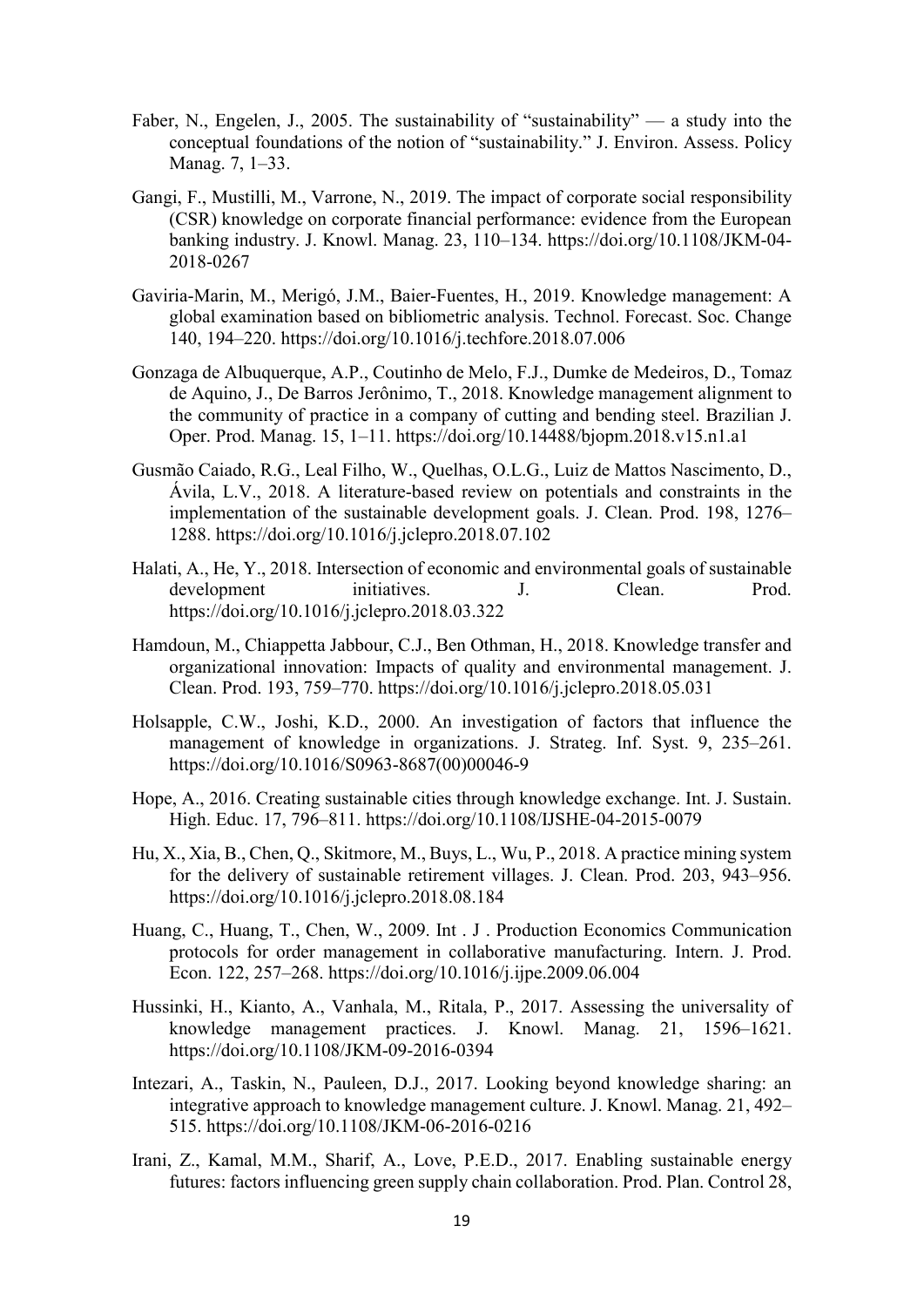Faber, N., Engelen, J., 2005. The sustainability of "sustainability" — a study into the conceptual foundations of the notion of "sustainability." J. Environ. Assess. Policy Manag. 7, 1–33.

Gangi, F., Mustilli, M., Varrone, N., 2019. The impact of corporate social responsibility (CSR) knowledge on corporate financial performance: evidence from the European banking industry. J. Knowl. Manag. 23, 110–134. https://doi.org/10.1108/JKM-04-2018-0267

Gaviria-Marin, M., Merigó, J.M., Baier-Fuentes, H., 2019. Knowledge management: A global examination based on bibliometric analysis. Technol. Forecast. Soc. Change 140, 194–220. https://doi.org/10.1016/j.techfore.2018.07.006

Gonzaga de Albuquerque, A.P., Coutinho de Melo, F.J., Dumke de Medeiros, D., Tomaz de Aquino, J., De Barros Jerônimo, T., 2018. Knowledge management alignment to the community of practice in a company of cutting and bending steel. Brazilian J. Oper. Prod. Manag. 15, 1–11. https://doi.org/10.14488/bjopm.2018.v15.n1.a1

Gusmão Caiado, R.G., Leal Filho, W., Quelhas, O.L.G., Luiz de Mattos Nascimento, D., Ávila, L.V., 2018. A literature-based review on potentials and constraints in the implementation of the sustainable development goals. J. Clean. Prod. 198, 1276–1288. https://doi.org/10.1016/j.jclepro.2018.07.102

Halati, A., He, Y., 2018. Intersection of economic and environmental goals of sustainable development initiatives. J. Clean. Prod. https://doi.org/10.1016/j.jclepro.2018.03.322

Hamdoun, M., Chiappetta Jabbour, C.J., Ben Othman, H., 2018. Knowledge transfer and organizational innovation: Impacts of quality and environmental management. J. Clean. Prod. 193, 759–770. https://doi.org/10.1016/j.jclepro.2018.05.031

Holsapple, C.W., Joshi, K.D., 2000. An investigation of factors that influence the management of knowledge in organizations. J. Strateg. Inf. Syst. 9, 235–261. https://doi.org/10.1016/S0963-8687(00)00046-9

Hope, A., 2016. Creating sustainable cities through knowledge exchange. Int. J. Sustain. High. Educ. 17, 796–811. https://doi.org/10.1108/IJSHE-04-2015-0079

Hu, X., Xia, B., Chen, Q., Skitmore, M., Buys, L., Wu, P., 2018. A practice mining system for the delivery of sustainable retirement villages. J. Clean. Prod. 203, 943–956. https://doi.org/10.1016/j.jclepro.2018.08.184

Huang, C., Huang, T., Chen, W., 2009. Int . J . Production Economics Communication protocols for order management in collaborative manufacturing. Intern. J. Prod. Econ. 122, 257–268. https://doi.org/10.1016/j.ijpe.2009.06.004

Hussinki, H., Kianto, A., Vanhala, M., Ritala, P., 2017. Assessing the universality of knowledge management practices. J. Knowl. Manag. 21, 1596–1621. https://doi.org/10.1108/JKM-09-2016-0394

Intezari, A., Taskin, N., Pauleen, D.J., 2017. Looking beyond knowledge sharing: an integrative approach to knowledge management culture. J. Knowl. Manag. 21, 492–515. https://doi.org/10.1108/JKM-06-2016-0216

Irani, Z., Kamal, M.M., Sharif, A., Love, P.E.D., 2017. Enabling sustainable energy futures: factors influencing green supply chain collaboration. Prod. Plan. Control 28,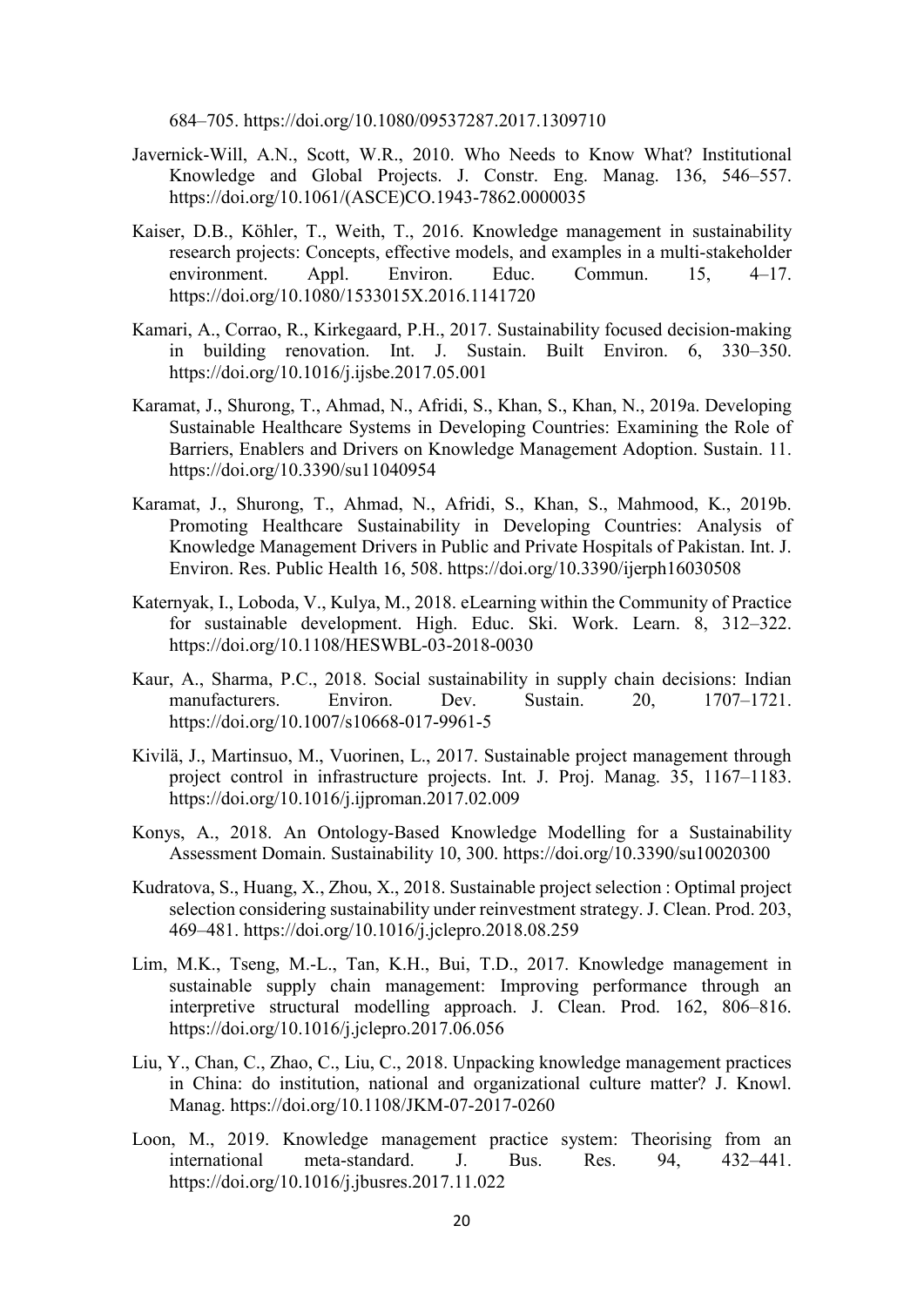684–705. https://doi.org/10.1080/09537287.2017.1309710

Javernick-Will, A.N., Scott, W.R., 2010. Who Needs to Know What? Institutional Knowledge and Global Projects. J. Constr. Eng. Manag. 136, 546–557. https://doi.org/10.1061/(ASCE)CO.1943-7862.0000035

Kaiser, D.B., Köhler, T., Weith, T., 2016. Knowledge management in sustainability research projects: Concepts, effective models, and examples in a multi-stakeholder environment. Appl. Environ. Educ. Commun. 15, 4–17. https://doi.org/10.1080/1533015X.2016.1141720

Kamari, A., Corrao, R., Kirkegaard, P.H., 2017. Sustainability focused decision-making in building renovation. Int. J. Sustain. Built Environ. 6, 330–350. https://doi.org/10.1016/j.ijsbe.2017.05.001

Karamat, J., Shurong, T., Ahmad, N., Afridi, S., Khan, S., Khan, N., 2019a. Developing Sustainable Healthcare Systems in Developing Countries: Examining the Role of Barriers, Enablers and Drivers on Knowledge Management Adoption. Sustain. 11. https://doi.org/10.3390/su11040954

Karamat, J., Shurong, T., Ahmad, N., Afridi, S., Khan, S., Mahmood, K., 2019b. Promoting Healthcare Sustainability in Developing Countries: Analysis of Knowledge Management Drivers in Public and Private Hospitals of Pakistan. Int. J. Environ. Res. Public Health 16, 508. https://doi.org/10.3390/ijerph16030508

Katernyak, I., Loboda, V., Kulya, M., 2018. eLearning within the Community of Practice for sustainable development. High. Educ. Ski. Work. Learn. 8, 312–322. https://doi.org/10.1108/HESWBL-03-2018-0030

Kaur, A., Sharma, P.C., 2018. Social sustainability in supply chain decisions: Indian manufacturers. Environ. Dev. Sustain. 20, 1707–1721. https://doi.org/10.1007/s10668-017-9961-5

Kivilä, J., Martinsuo, M., Vuorinen, L., 2017. Sustainable project management through project control in infrastructure projects. Int. J. Proj. Manag. 35, 1167–1183. https://doi.org/10.1016/j.ijproman.2017.02.009

Konys, A., 2018. An Ontology-Based Knowledge Modelling for a Sustainability Assessment Domain. Sustainability 10, 300. https://doi.org/10.3390/su10020300

Kudratova, S., Huang, X., Zhou, X., 2018. Sustainable project selection : Optimal project selection considering sustainability under reinvestment strategy. J. Clean. Prod. 203, 469–481. https://doi.org/10.1016/j.jclepro.2018.08.259

Lim, M.K., Tseng, M.-L., Tan, K.H., Bui, T.D., 2017. Knowledge management in sustainable supply chain management: Improving performance through an interpretive structural modelling approach. J. Clean. Prod. 162, 806–816. https://doi.org/10.1016/j.jclepro.2017.06.056

Liu, Y., Chan, C., Zhao, C., Liu, C., 2018. Unpacking knowledge management practices in China: do institution, national and organizational culture matter? J. Knowl. Manag. https://doi.org/10.1108/JKM-07-2017-0260

Loon, M., 2019. Knowledge management practice system: Theorising from an international meta-standard. J. Bus. Res. 94, 432–441. https://doi.org/10.1016/j.jbusres.2017.11.022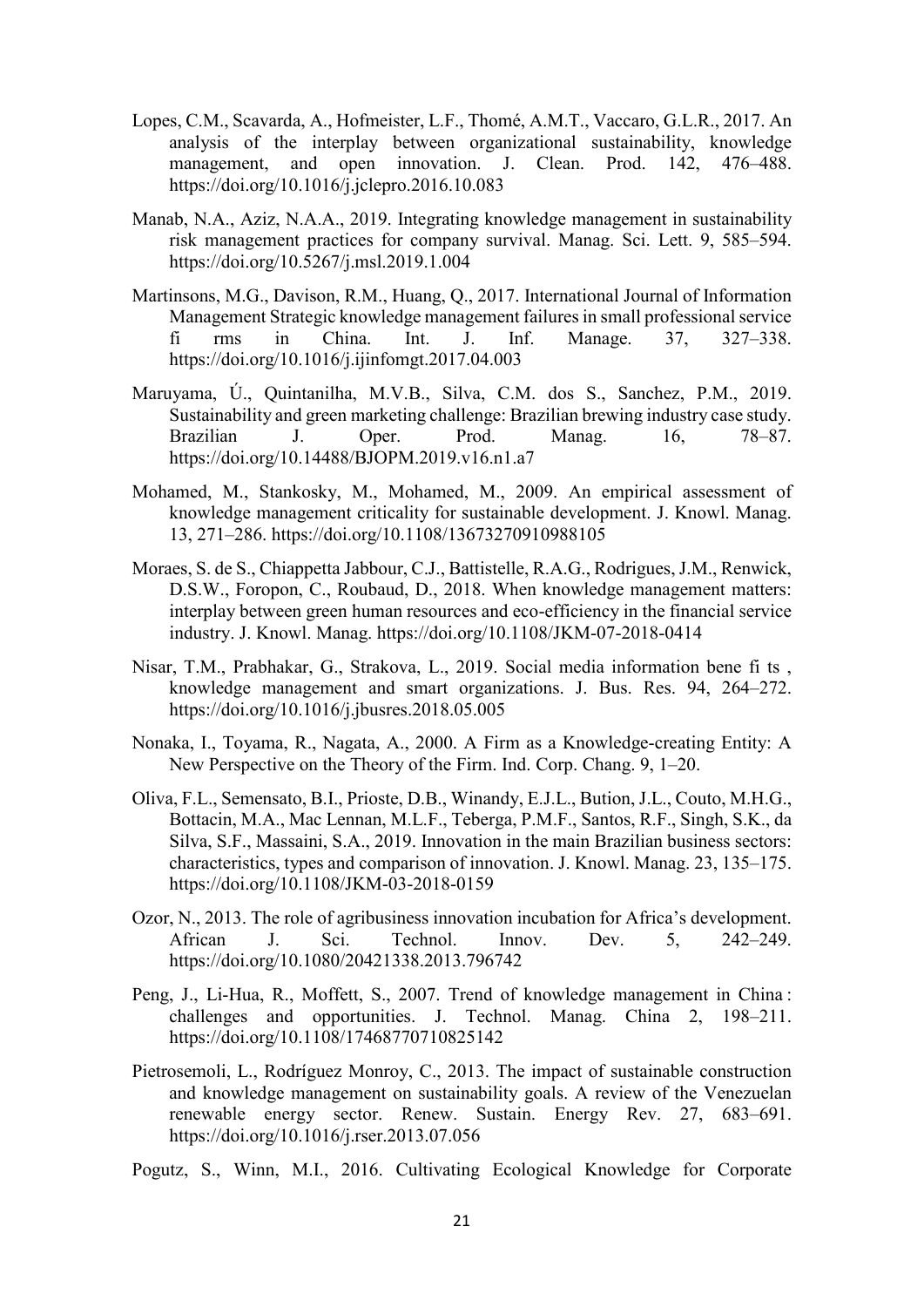Lopes, C.M., Scavarda, A., Hofmeister, L.F., Thomé, A.M.T., Vaccaro, G.L.R., 2017. An analysis of the interplay between organizational sustainability, knowledge management, and open innovation. J. Clean. Prod. 142, 476–488. https://doi.org/10.1016/j.jclepro.2016.10.083

Manab, N.A., Aziz, N.A.A., 2019. Integrating knowledge management in sustainability risk management practices for company survival. Manag. Sci. Lett. 9, 585–594. https://doi.org/10.5267/j.msl.2019.1.004

Martinsons, M.G., Davison, R.M., Huang, Q., 2017. International Journal of Information Management Strategic knowledge management failures in small professional service fi rms in China. Int. J. Inf. Manage. 37, 327–338. https://doi.org/10.1016/j.ijinfomgt.2017.04.003

Maruyama, Ú., Quintanilha, M.V.B., Silva, C.M. dos S., Sanchez, P.M., 2019. Sustainability and green marketing challenge: Brazilian brewing industry case study. Brazilian J. Oper. Prod. Manag. 16, 78–87. https://doi.org/10.14488/BJOPM.2019.v16.n1.a7

Mohamed, M., Stankosky, M., Mohamed, M., 2009. An empirical assessment of knowledge management criticality for sustainable development. J. Knowl. Manag. 13, 271–286. https://doi.org/10.1108/13673270910988105

Moraes, S. de S., Chiappetta Jabbour, C.J., Battistelle, R.A.G., Rodrigues, J.M., Renwick, D.S.W., Foropon, C., Roubaud, D., 2018. When knowledge management matters: interplay between green human resources and eco-efficiency in the financial service industry. J. Knowl. Manag. https://doi.org/10.1108/JKM-07-2018-0414

Nisar, T.M., Prabhakar, G., Strakova, L., 2019. Social media information bene fi ts , knowledge management and smart organizations. J. Bus. Res. 94, 264–272. https://doi.org/10.1016/j.jbusres.2018.05.005

Nonaka, I., Toyama, R., Nagata, A., 2000. A Firm as a Knowledge-creating Entity: A New Perspective on the Theory of the Firm. Ind. Corp. Chang. 9, 1–20.

Oliva, F.L., Semensato, B.I., Prioste, D.B., Winandy, E.J.L., Bution, J.L., Couto, M.H.G., Bottacin, M.A., Mac Lennan, M.L.F., Teberga, P.M.F., Santos, R.F., Singh, S.K., da Silva, S.F., Massaini, S.A., 2019. Innovation in the main Brazilian business sectors: characteristics, types and comparison of innovation. J. Knowl. Manag. 23, 135–175. https://doi.org/10.1108/JKM-03-2018-0159

Ozor, N., 2013. The role of agribusiness innovation incubation for Africa's development. African J. Sci. Technol. Innov. Dev. 5, 242–249. https://doi.org/10.1080/20421338.2013.796742

Peng, J., Li-Hua, R., Moffett, S., 2007. Trend of knowledge management in China : challenges and opportunities. J. Technol. Manag. China 2, 198–211. https://doi.org/10.1108/17468770710825142

Pietrosemoli, L., Rodríguez Monroy, C., 2013. The impact of sustainable construction and knowledge management on sustainability goals. A review of the Venezuelan renewable energy sector. Renew. Sustain. Energy Rev. 27, 683–691. https://doi.org/10.1016/j.rser.2013.07.056

Pogutz, S., Winn, M.I., 2016. Cultivating Ecological Knowledge for Corporate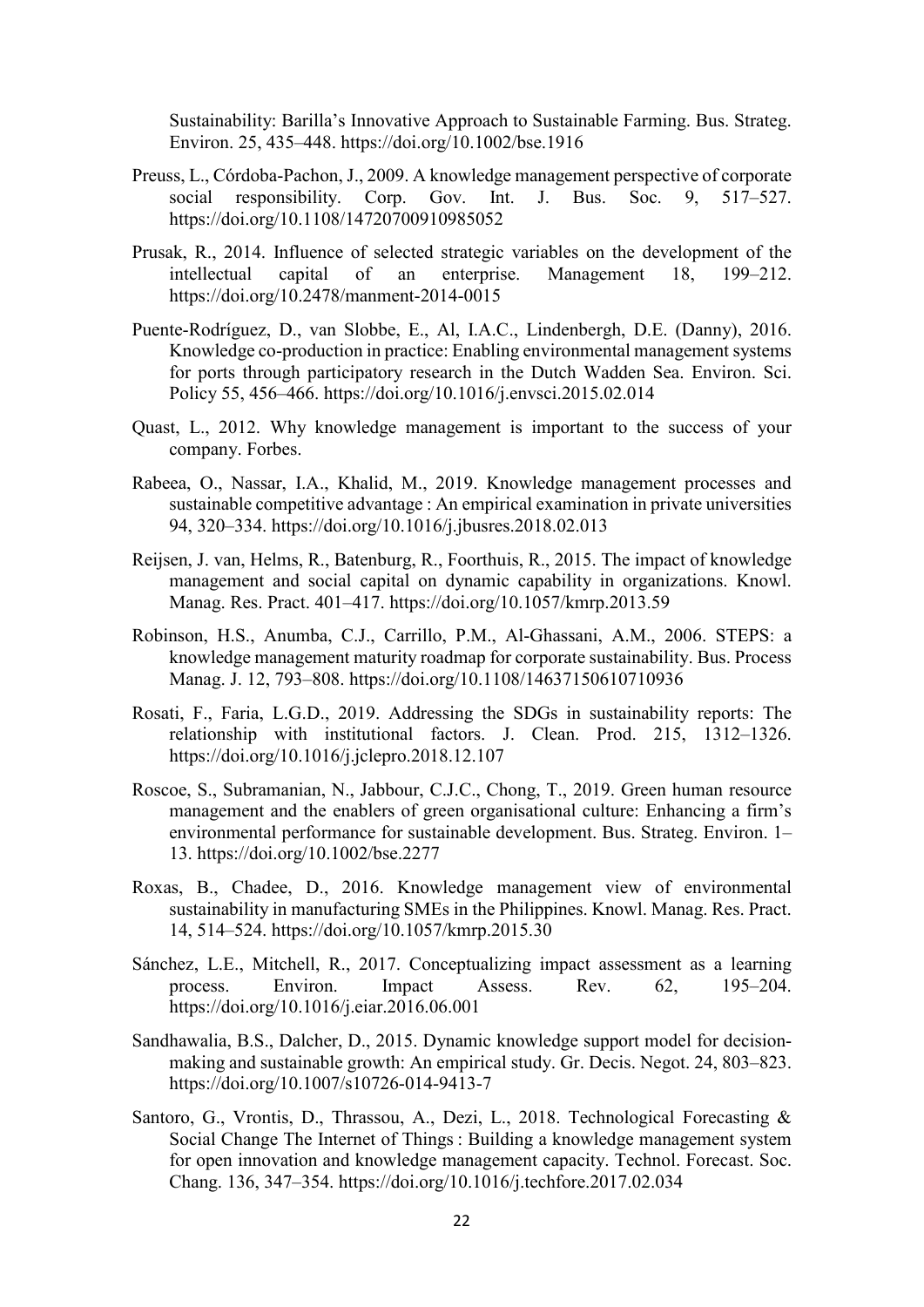Sustainability: Barilla's Innovative Approach to Sustainable Farming. Bus. Strateg. Environ. 25, 435–448. https://doi.org/10.1002/bse.1916

Preuss, L., Córdoba-Pachon, J., 2009. A knowledge management perspective of corporate social responsibility. Corp. Gov. Int. J. Bus. Soc. 9, 517–527. https://doi.org/10.1108/14720700910985052

Prusak, R., 2014. Influence of selected strategic variables on the development of the intellectual capital of an enterprise. Management 18, 199–212. https://doi.org/10.2478/manment-2014-0015

Puente-Rodríguez, D., van Slobbe, E., Al, I.A.C., Lindenbergh, D.E. (Danny), 2016. Knowledge co-production in practice: Enabling environmental management systems for ports through participatory research in the Dutch Wadden Sea. Environ. Sci. Policy 55, 456–466. https://doi.org/10.1016/j.envsci.2015.02.014

Quast, L., 2012. Why knowledge management is important to the success of your company. Forbes.

Rabeea, O., Nassar, I.A., Khalid, M., 2019. Knowledge management processes and sustainable competitive advantage : An empirical examination in private universities 94, 320–334. https://doi.org/10.1016/j.jbusres.2018.02.013

Reijsen, J. van, Helms, R., Batenburg, R., Foorthuis, R., 2015. The impact of knowledge management and social capital on dynamic capability in organizations. Knowl. Manag. Res. Pract. 401–417. https://doi.org/10.1057/kmrp.2013.59

Robinson, H.S., Anumba, C.J., Carrillo, P.M., Al-Ghassani, A.M., 2006. STEPS: a knowledge management maturity roadmap for corporate sustainability. Bus. Process Manag. J. 12, 793–808. https://doi.org/10.1108/14637150610710936

Rosati, F., Faria, L.G.D., 2019. Addressing the SDGs in sustainability reports: The relationship with institutional factors. J. Clean. Prod. 215, 1312–1326. https://doi.org/10.1016/j.jclepro.2018.12.107

Roscoe, S., Subramanian, N., Jabbour, C.J.C., Chong, T., 2019. Green human resource management and the enablers of green organisational culture: Enhancing a firm's environmental performance for sustainable development. Bus. Strateg. Environ. 1–13. https://doi.org/10.1002/bse.2277

Roxas, B., Chadee, D., 2016. Knowledge management view of environmental sustainability in manufacturing SMEs in the Philippines. Knowl. Manag. Res. Pract. 14, 514–524. https://doi.org/10.1057/kmrp.2015.30

Sánchez, L.E., Mitchell, R., 2017. Conceptualizing impact assessment as a learning process. Environ. Impact Assess. Rev. 62, 195–204. https://doi.org/10.1016/j.eiar.2016.06.001

Sandhawalia, B.S., Dalcher, D., 2015. Dynamic knowledge support model for decision-making and sustainable growth: An empirical study. Gr. Decis. Negot. 24, 803–823. https://doi.org/10.1007/s10726-014-9413-7

Santoro, G., Vrontis, D., Thrassou, A., Dezi, L., 2018. Technological Forecasting & Social Change The Internet of Things : Building a knowledge management system for open innovation and knowledge management capacity. Technol. Forecast. Soc. Chang. 136, 347–354. https://doi.org/10.1016/j.techfore.2017.02.034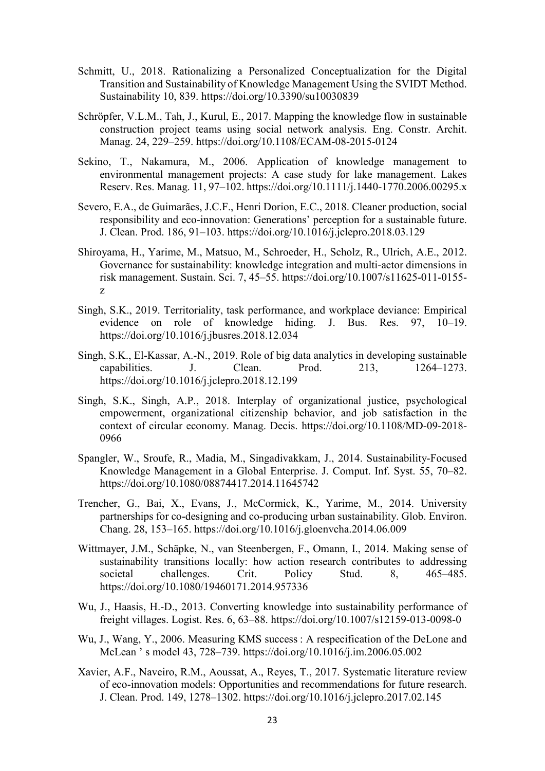Schmitt, U., 2018. Rationalizing a Personalized Conceptualization for the Digital Transition and Sustainability of Knowledge Management Using the SVIDT Method. Sustainability 10, 839. https://doi.org/10.3390/su10030839

Schröpfer, V.L.M., Tah, J., Kurul, E., 2017. Mapping the knowledge flow in sustainable construction project teams using social network analysis. Eng. Constr. Archit. Manag. 24, 229–259. https://doi.org/10.1108/ECAM-08-2015-0124

Sekino, T., Nakamura, M., 2006. Application of knowledge management to environmental management projects: A case study for lake management. Lakes Reserv. Res. Manag. 11, 97–102. https://doi.org/10.1111/j.1440-1770.2006.00295.x

Severo, E.A., de Guimarães, J.C.F., Henri Dorion, E.C., 2018. Cleaner production, social responsibility and eco-innovation: Generations' perception for a sustainable future. J. Clean. Prod. 186, 91–103. https://doi.org/10.1016/j.jclepro.2018.03.129

Shiroyama, H., Yarime, M., Matsuo, M., Schroeder, H., Scholz, R., Ulrich, A.E., 2012. Governance for sustainability: knowledge integration and multi-actor dimensions in risk management. Sustain. Sci. 7, 45–55. https://doi.org/10.1007/s11625-011-0155-z

Singh, S.K., 2019. Territoriality, task performance, and workplace deviance: Empirical evidence on role of knowledge hiding. J. Bus. Res. 97, 10–19. https://doi.org/10.1016/j.jbusres.2018.12.034

Singh, S.K., El-Kassar, A.-N., 2019. Role of big data analytics in developing sustainable capabilities. J. Clean. Prod. 213, 1264–1273. https://doi.org/10.1016/j.jclepro.2018.12.199

Singh, S.K., Singh, A.P., 2018. Interplay of organizational justice, psychological empowerment, organizational citizenship behavior, and job satisfaction in the context of circular economy. Manag. Decis. https://doi.org/10.1108/MD-09-2018-0966

Spangler, W., Sroufe, R., Madia, M., Singadivakkam, J., 2014. Sustainability-Focused Knowledge Management in a Global Enterprise. J. Comput. Inf. Syst. 55, 70–82. https://doi.org/10.1080/08874417.2014.11645742

Trencher, G., Bai, X., Evans, J., McCormick, K., Yarime, M., 2014. University partnerships for co-designing and co-producing urban sustainability. Glob. Environ. Chang. 28, 153–165. https://doi.org/10.1016/j.gloenvcha.2014.06.009

Wittmayer, J.M., Schäpke, N., van Steenbergen, F., Omann, I., 2014. Making sense of sustainability transitions locally: how action research contributes to addressing societal challenges. Crit. Policy Stud. 8, 465–485. https://doi.org/10.1080/19460171.2014.957336

Wu, J., Haasis, H.-D., 2013. Converting knowledge into sustainability performance of freight villages. Logist. Res. 6, 63–88. https://doi.org/10.1007/s12159-013-0098-0

Wu, J., Wang, Y., 2006. Measuring KMS success : A respecification of the DeLone and McLean ' s model 43, 728–739. https://doi.org/10.1016/j.im.2006.05.002

Xavier, A.F., Naveiro, R.M., Aoussat, A., Reyes, T., 2017. Systematic literature review of eco-innovation models: Opportunities and recommendations for future research. J. Clean. Prod. 149, 1278–1302. https://doi.org/10.1016/j.jclepro.2017.02.145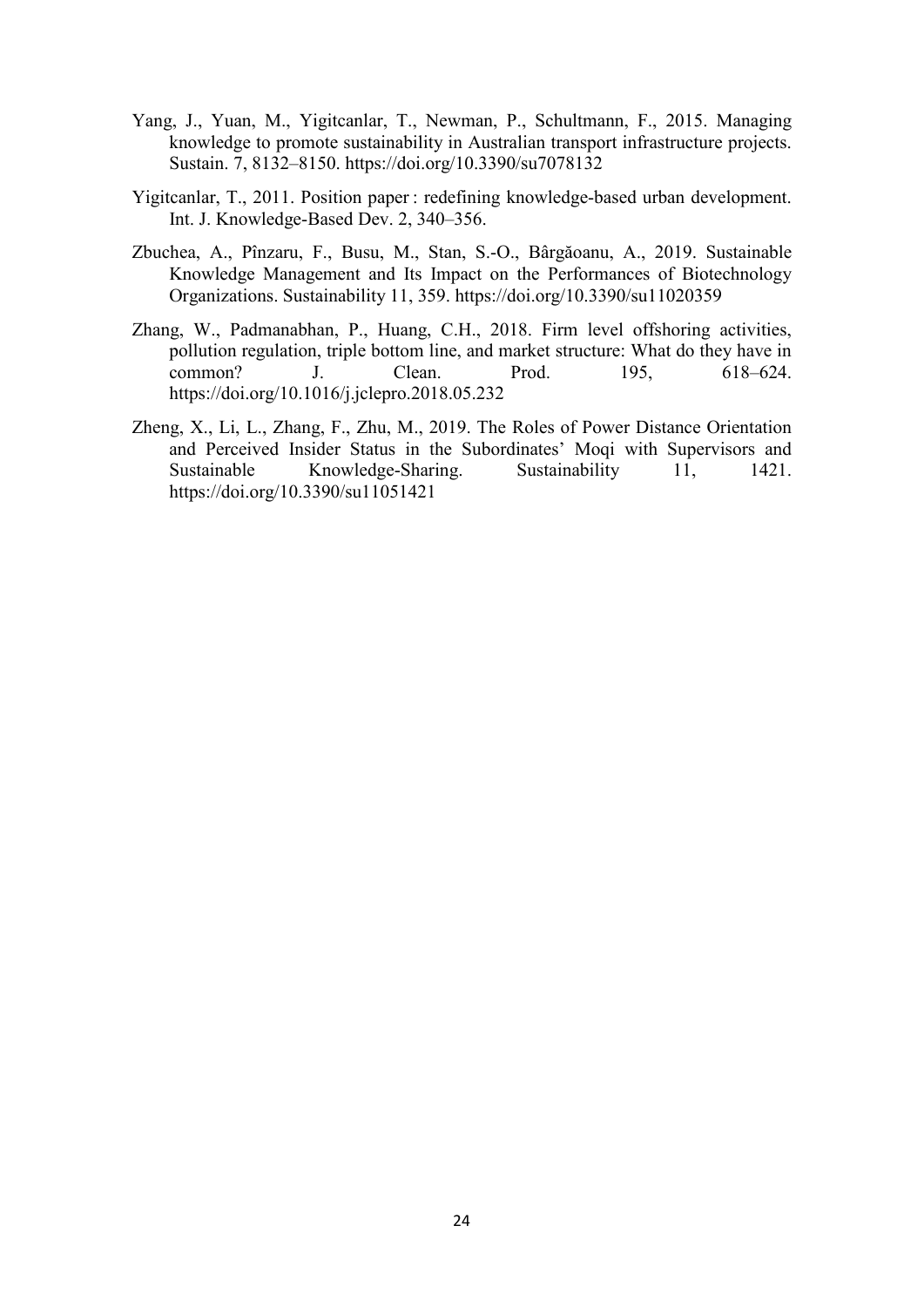Yang, J., Yuan, M., Yigitcanlar, T., Newman, P., Schultmann, F., 2015. Managing knowledge to promote sustainability in Australian transport infrastructure projects. Sustain. 7, 8132–8150. https://doi.org/10.3390/su7078132

Yigitcanlar, T., 2011. Position paper : redefining knowledge-based urban development. Int. J. Knowledge-Based Dev. 2, 340–356.

Zbuchea, A., Pînzaru, F., Busu, M., Stan, S.-O., Bârgăoanu, A., 2019. Sustainable Knowledge Management and Its Impact on the Performances of Biotechnology Organizations. Sustainability 11, 359. https://doi.org/10.3390/su11020359

Zhang, W., Padmanabhan, P., Huang, C.H., 2018. Firm level offshoring activities, pollution regulation, triple bottom line, and market structure: What do they have in common? J. Clean. Prod. 195, 618–624. https://doi.org/10.1016/j.jclepro.2018.05.232

Zheng, X., Li, L., Zhang, F., Zhu, M., 2019. The Roles of Power Distance Orientation and Perceived Insider Status in the Subordinates' Moqi with Supervisors and Sustainable Knowledge-Sharing. Sustainability 11, 1421. https://doi.org/10.3390/su11051421